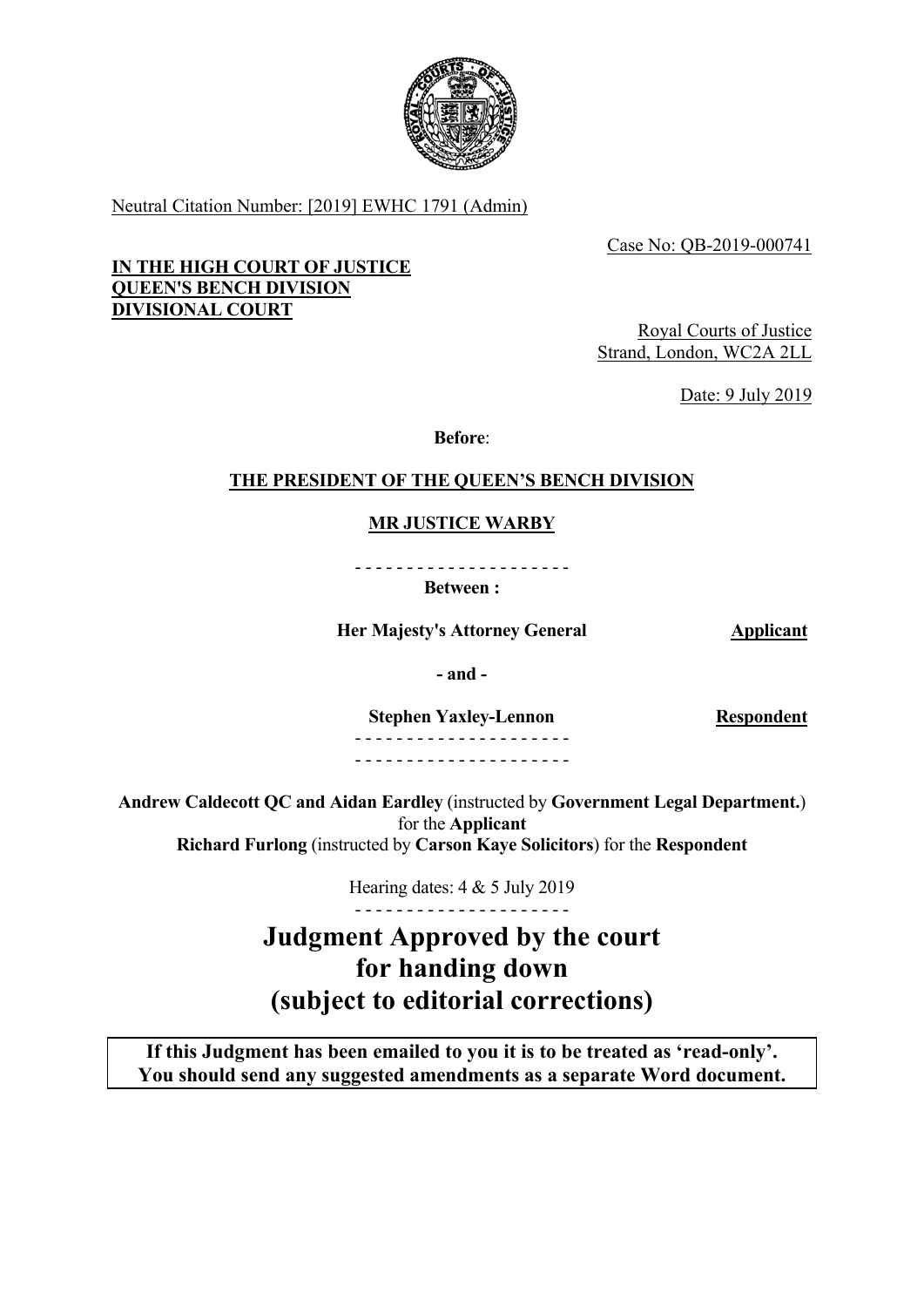Neutral Citation Number: [2019] EWHC 1791 (Admin)

Case No: QB-2019-000741

**IN THE HIGH COURT OF JUSTICE**
**QUEEN'S BENCH DIVISION**
**DIVISIONAL COURT**

Royal Courts of Justice
Strand, London, WC2A 2LL

Date: 9 July 2019

**Before**:

**THE PRESIDENT OF THE QUEEN'S BENCH DIVISION**

**MR JUSTICE WARBY**

- - - - - - - - - - - - - - - - - - - - -

**Between :**

**Her Majesty's Attorney General** **Applicant**

**- and -**

**Stephen Yaxley-Lennon** **Respondent**

- - - - - - - - - - - - - - - - - - - - -
- - - - - - - - - - - - - - - - - - - - -

**Andrew Caldecott QC and Aidan Eardley** (instructed by **Government Legal Department.**) for the **Applicant**
**Richard Furlong** (instructed by **Carson Kaye Solicitors**) for the **Respondent**

Hearing dates: 4 & 5 July 2019

- - - - - - - - - - - - - - - - - - - - -

# Judgment Approved by the court for handing down (subject to editorial corrections)

**If this Judgment has been emailed to you it is to be treated as 'read-only'. You should send any suggested amendments as a separate Word document.**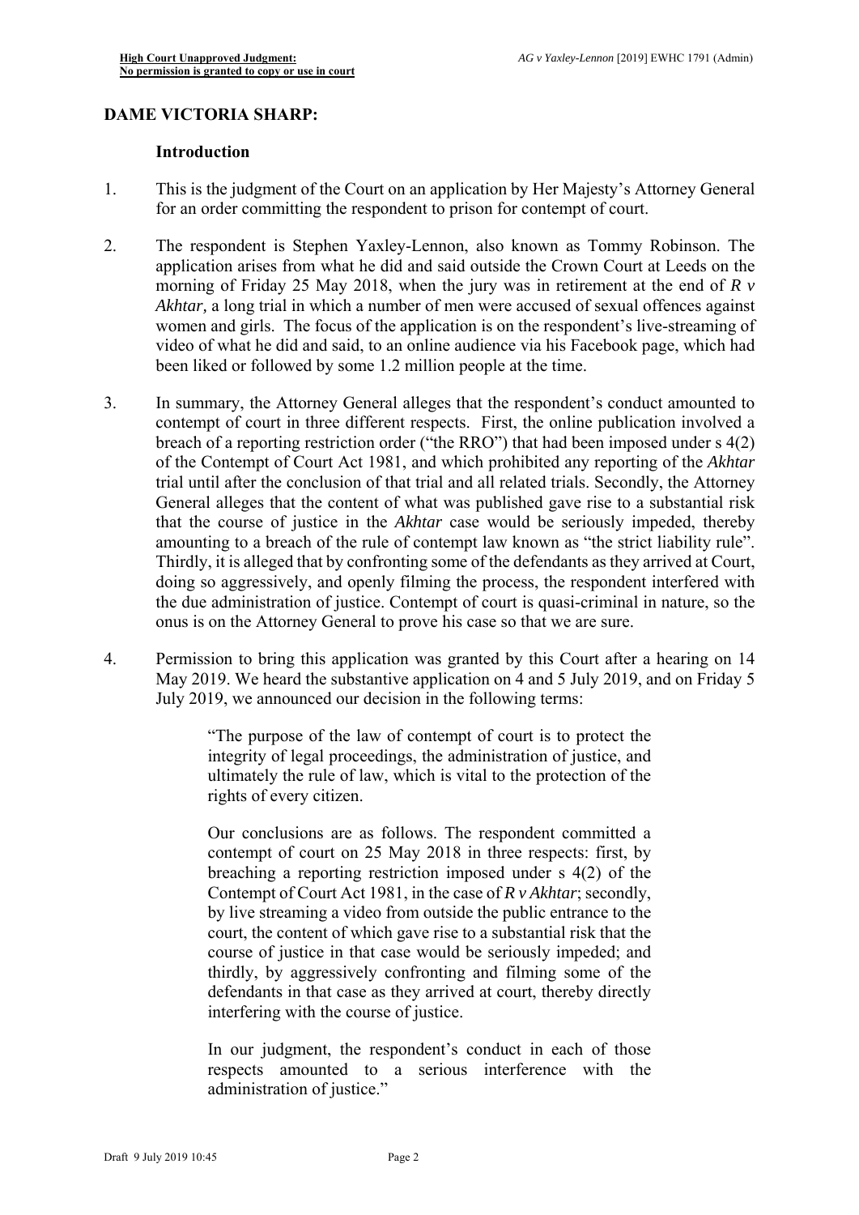## DAME VICTORIA SHARP:

### Introduction

1. This is the judgment of the Court on an application by Her Majesty's Attorney General for an order committing the respondent to prison for contempt of court.

2. The respondent is Stephen Yaxley-Lennon, also known as Tommy Robinson. The application arises from what he did and said outside the Crown Court at Leeds on the morning of Friday 25 May 2018, when the jury was in retirement at the end of *R v Akhtar,* a long trial in which a number of men were accused of sexual offences against women and girls. The focus of the application is on the respondent's live-streaming of video of what he did and said, to an online audience via his Facebook page, which had been liked or followed by some 1.2 million people at the time.

3. In summary, the Attorney General alleges that the respondent's conduct amounted to contempt of court in three different respects. First, the online publication involved a breach of a reporting restriction order ("the RRO") that had been imposed under s 4(2) of the Contempt of Court Act 1981, and which prohibited any reporting of the *Akhtar* trial until after the conclusion of that trial and all related trials. Secondly, the Attorney General alleges that the content of what was published gave rise to a substantial risk that the course of justice in the *Akhtar* case would be seriously impeded, thereby amounting to a breach of the rule of contempt law known as "the strict liability rule". Thirdly, it is alleged that by confronting some of the defendants as they arrived at Court, doing so aggressively, and openly filming the process, the respondent interfered with the due administration of justice. Contempt of court is quasi-criminal in nature, so the onus is on the Attorney General to prove his case so that we are sure.

4. Permission to bring this application was granted by this Court after a hearing on 14 May 2019. We heard the substantive application on 4 and 5 July 2019, and on Friday 5 July 2019, we announced our decision in the following terms:

> "The purpose of the law of contempt of court is to protect the integrity of legal proceedings, the administration of justice, and ultimately the rule of law, which is vital to the protection of the rights of every citizen.
>
> Our conclusions are as follows. The respondent committed a contempt of court on 25 May 2018 in three respects: first, by breaching a reporting restriction imposed under s 4(2) of the Contempt of Court Act 1981, in the case of *R v Akhtar*; secondly, by live streaming a video from outside the public entrance to the court, the content of which gave rise to a substantial risk that the course of justice in that case would be seriously impeded; and thirdly, by aggressively confronting and filming some of the defendants in that case as they arrived at court, thereby directly interfering with the course of justice.
>
> In our judgment, the respondent's conduct in each of those respects amounted to a serious interference with the administration of justice."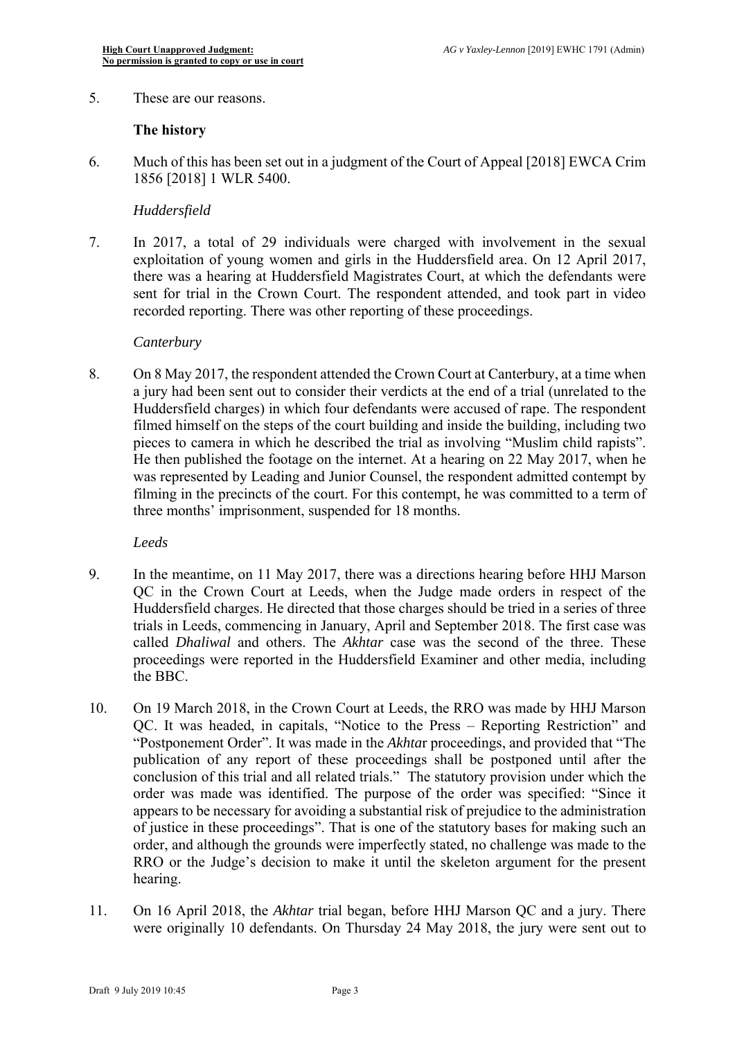5. These are our reasons.

**The history**

6. Much of this has been set out in a judgment of the Court of Appeal [2018] EWCA Crim 1856 [2018] 1 WLR 5400.

*Huddersfield*

7. In 2017, a total of 29 individuals were charged with involvement in the sexual exploitation of young women and girls in the Huddersfield area. On 12 April 2017, there was a hearing at Huddersfield Magistrates Court, at which the defendants were sent for trial in the Crown Court. The respondent attended, and took part in video recorded reporting. There was other reporting of these proceedings.

*Canterbury*

8. On 8 May 2017, the respondent attended the Crown Court at Canterbury, at a time when a jury had been sent out to consider their verdicts at the end of a trial (unrelated to the Huddersfield charges) in which four defendants were accused of rape. The respondent filmed himself on the steps of the court building and inside the building, including two pieces to camera in which he described the trial as involving "Muslim child rapists". He then published the footage on the internet. At a hearing on 22 May 2017, when he was represented by Leading and Junior Counsel, the respondent admitted contempt by filming in the precincts of the court. For this contempt, he was committed to a term of three months' imprisonment, suspended for 18 months.

*Leeds*

9. In the meantime, on 11 May 2017, there was a directions hearing before HHJ Marson QC in the Crown Court at Leeds, when the Judge made orders in respect of the Huddersfield charges. He directed that those charges should be tried in a series of three trials in Leeds, commencing in January, April and September 2018. The first case was called *Dhaliwal* and others. The *Akhtar* case was the second of the three. These proceedings were reported in the Huddersfield Examiner and other media, including the BBC.

10. On 19 March 2018, in the Crown Court at Leeds, the RRO was made by HHJ Marson QC. It was headed, in capitals, "Notice to the Press – Reporting Restriction" and "Postponement Order". It was made in the *Akhtar* proceedings, and provided that "The publication of any report of these proceedings shall be postponed until after the conclusion of this trial and all related trials." The statutory provision under which the order was made was identified. The purpose of the order was specified: "Since it appears to be necessary for avoiding a substantial risk of prejudice to the administration of justice in these proceedings". That is one of the statutory bases for making such an order, and although the grounds were imperfectly stated, no challenge was made to the RRO or the Judge's decision to make it until the skeleton argument for the present hearing.

11. On 16 April 2018, the *Akhtar* trial began, before HHJ Marson QC and a jury. There were originally 10 defendants. On Thursday 24 May 2018, the jury were sent out to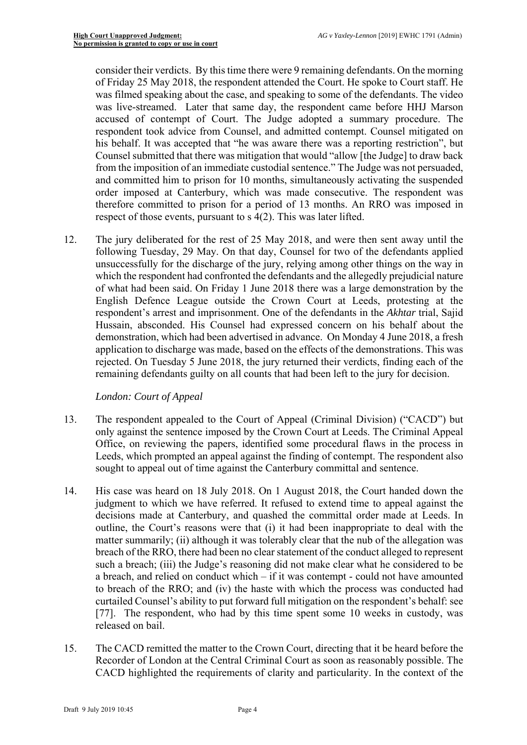consider their verdicts. By this time there were 9 remaining defendants. On the morning of Friday 25 May 2018, the respondent attended the Court. He spoke to Court staff. He was filmed speaking about the case, and speaking to some of the defendants. The video was live-streamed. Later that same day, the respondent came before HHJ Marson accused of contempt of Court. The Judge adopted a summary procedure. The respondent took advice from Counsel, and admitted contempt. Counsel mitigated on his behalf. It was accepted that "he was aware there was a reporting restriction", but Counsel submitted that there was mitigation that would "allow [the Judge] to draw back from the imposition of an immediate custodial sentence." The Judge was not persuaded, and committed him to prison for 10 months, simultaneously activating the suspended order imposed at Canterbury, which was made consecutive. The respondent was therefore committed to prison for a period of 13 months. An RRO was imposed in respect of those events, pursuant to s 4(2). This was later lifted.

12. The jury deliberated for the rest of 25 May 2018, and were then sent away until the following Tuesday, 29 May. On that day, Counsel for two of the defendants applied unsuccessfully for the discharge of the jury, relying among other things on the way in which the respondent had confronted the defendants and the allegedly prejudicial nature of what had been said. On Friday 1 June 2018 there was a large demonstration by the English Defence League outside the Crown Court at Leeds, protesting at the respondent's arrest and imprisonment. One of the defendants in the *Akhtar* trial, Sajid Hussain, absconded. His Counsel had expressed concern on his behalf about the demonstration, which had been advertised in advance. On Monday 4 June 2018, a fresh application to discharge was made, based on the effects of the demonstrations. This was rejected. On Tuesday 5 June 2018, the jury returned their verdicts, finding each of the remaining defendants guilty on all counts that had been left to the jury for decision.

*London: Court of Appeal*

13. The respondent appealed to the Court of Appeal (Criminal Division) ("CACD") but only against the sentence imposed by the Crown Court at Leeds. The Criminal Appeal Office, on reviewing the papers, identified some procedural flaws in the process in Leeds, which prompted an appeal against the finding of contempt. The respondent also sought to appeal out of time against the Canterbury committal and sentence.

14. His case was heard on 18 July 2018. On 1 August 2018, the Court handed down the judgment to which we have referred. It refused to extend time to appeal against the decisions made at Canterbury, and quashed the committal order made at Leeds. In outline, the Court's reasons were that (i) it had been inappropriate to deal with the matter summarily; (ii) although it was tolerably clear that the nub of the allegation was breach of the RRO, there had been no clear statement of the conduct alleged to represent such a breach; (iii) the Judge's reasoning did not make clear what he considered to be a breach, and relied on conduct which – if it was contempt - could not have amounted to breach of the RRO; and (iv) the haste with which the process was conducted had curtailed Counsel's ability to put forward full mitigation on the respondent's behalf: see [77]. The respondent, who had by this time spent some 10 weeks in custody, was released on bail.

15. The CACD remitted the matter to the Crown Court, directing that it be heard before the Recorder of London at the Central Criminal Court as soon as reasonably possible. The CACD highlighted the requirements of clarity and particularity. In the context of the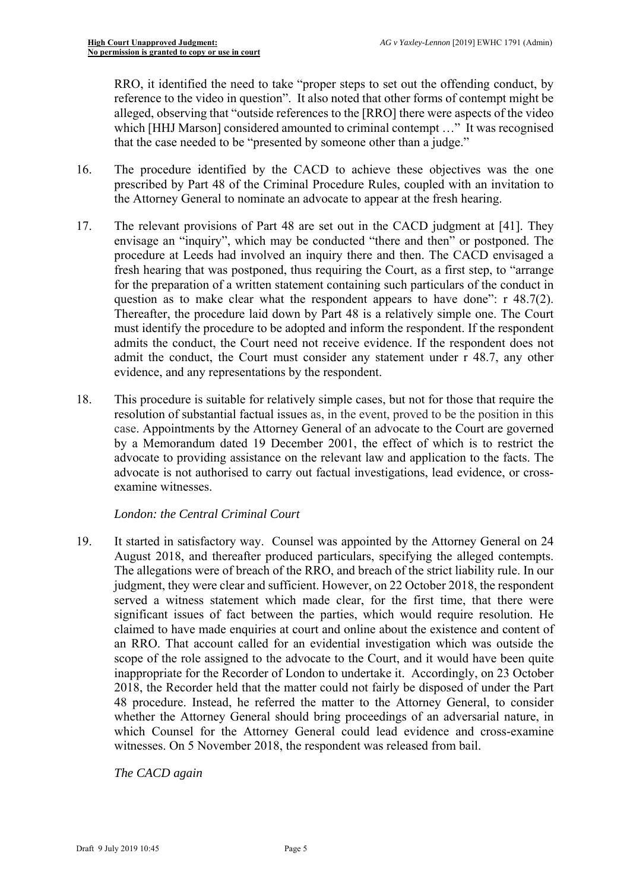RRO, it identified the need to take "proper steps to set out the offending conduct, by reference to the video in question". It also noted that other forms of contempt might be alleged, observing that "outside references to the [RRO] there were aspects of the video which [HHJ Marson] considered amounted to criminal contempt …" It was recognised that the case needed to be "presented by someone other than a judge."

16. The procedure identified by the CACD to achieve these objectives was the one prescribed by Part 48 of the Criminal Procedure Rules, coupled with an invitation to the Attorney General to nominate an advocate to appear at the fresh hearing.

17. The relevant provisions of Part 48 are set out in the CACD judgment at [41]. They envisage an "inquiry", which may be conducted "there and then" or postponed. The procedure at Leeds had involved an inquiry there and then. The CACD envisaged a fresh hearing that was postponed, thus requiring the Court, as a first step, to "arrange for the preparation of a written statement containing such particulars of the conduct in question as to make clear what the respondent appears to have done": r 48.7(2). Thereafter, the procedure laid down by Part 48 is a relatively simple one. The Court must identify the procedure to be adopted and inform the respondent. If the respondent admits the conduct, the Court need not receive evidence. If the respondent does not admit the conduct, the Court must consider any statement under r 48.7, any other evidence, and any representations by the respondent.

18. This procedure is suitable for relatively simple cases, but not for those that require the resolution of substantial factual issues as, in the event, proved to be the position in this case. Appointments by the Attorney General of an advocate to the Court are governed by a Memorandum dated 19 December 2001, the effect of which is to restrict the advocate to providing assistance on the relevant law and application to the facts. The advocate is not authorised to carry out factual investigations, lead evidence, or cross-examine witnesses.

*London: the Central Criminal Court*

19. It started in satisfactory way. Counsel was appointed by the Attorney General on 24 August 2018, and thereafter produced particulars, specifying the alleged contempts. The allegations were of breach of the RRO, and breach of the strict liability rule. In our judgment, they were clear and sufficient. However, on 22 October 2018, the respondent served a witness statement which made clear, for the first time, that there were significant issues of fact between the parties, which would require resolution. He claimed to have made enquiries at court and online about the existence and content of an RRO. That account called for an evidential investigation which was outside the scope of the role assigned to the advocate to the Court, and it would have been quite inappropriate for the Recorder of London to undertake it. Accordingly, on 23 October 2018, the Recorder held that the matter could not fairly be disposed of under the Part 48 procedure. Instead, he referred the matter to the Attorney General, to consider whether the Attorney General should bring proceedings of an adversarial nature, in which Counsel for the Attorney General could lead evidence and cross-examine witnesses. On 5 November 2018, the respondent was released from bail.

*The CACD again*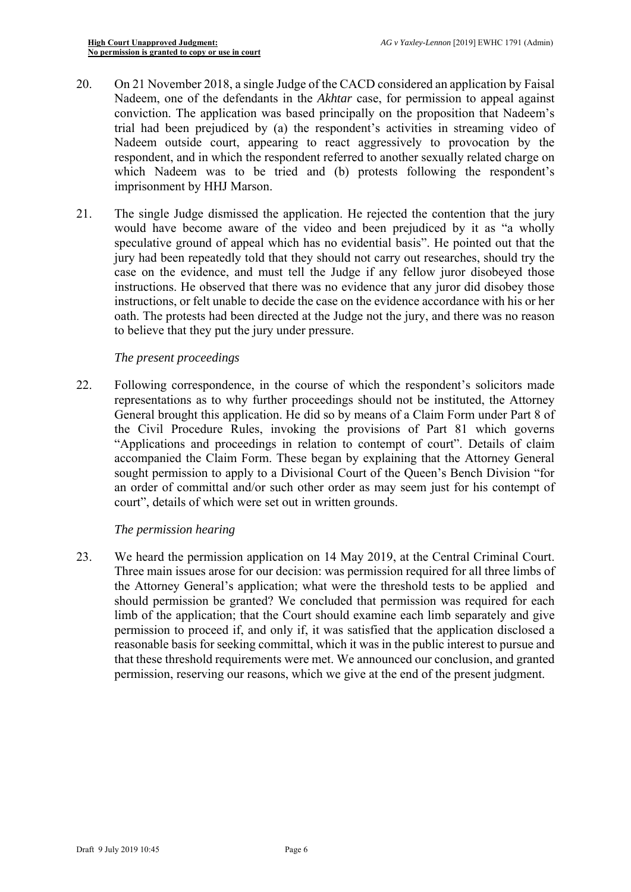20. On 21 November 2018, a single Judge of the CACD considered an application by Faisal Nadeem, one of the defendants in the *Akhtar* case, for permission to appeal against conviction. The application was based principally on the proposition that Nadeem's trial had been prejudiced by (a) the respondent's activities in streaming video of Nadeem outside court, appearing to react aggressively to provocation by the respondent, and in which the respondent referred to another sexually related charge on which Nadeem was to be tried and (b) protests following the respondent's imprisonment by HHJ Marson.

21. The single Judge dismissed the application. He rejected the contention that the jury would have become aware of the video and been prejudiced by it as "a wholly speculative ground of appeal which has no evidential basis". He pointed out that the jury had been repeatedly told that they should not carry out researches, should try the case on the evidence, and must tell the Judge if any fellow juror disobeyed those instructions. He observed that there was no evidence that any juror did disobey those instructions, or felt unable to decide the case on the evidence accordance with his or her oath. The protests had been directed at the Judge not the jury, and there was no reason to believe that they put the jury under pressure.

*The present proceedings*

22. Following correspondence, in the course of which the respondent's solicitors made representations as to why further proceedings should not be instituted, the Attorney General brought this application. He did so by means of a Claim Form under Part 8 of the Civil Procedure Rules, invoking the provisions of Part 81 which governs "Applications and proceedings in relation to contempt of court". Details of claim accompanied the Claim Form. These began by explaining that the Attorney General sought permission to apply to a Divisional Court of the Queen's Bench Division "for an order of committal and/or such other order as may seem just for his contempt of court", details of which were set out in written grounds.

*The permission hearing*

23. We heard the permission application on 14 May 2019, at the Central Criminal Court. Three main issues arose for our decision: was permission required for all three limbs of the Attorney General's application; what were the threshold tests to be applied and should permission be granted? We concluded that permission was required for each limb of the application; that the Court should examine each limb separately and give permission to proceed if, and only if, it was satisfied that the application disclosed a reasonable basis for seeking committal, which it was in the public interest to pursue and that these threshold requirements were met. We announced our conclusion, and granted permission, reserving our reasons, which we give at the end of the present judgment.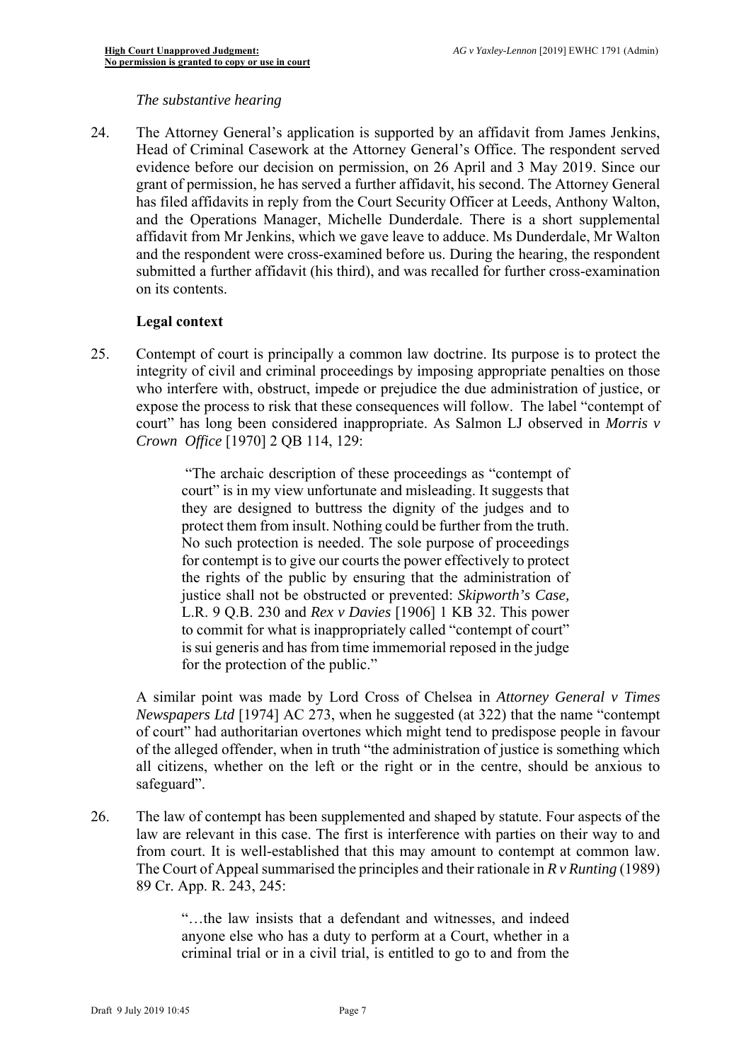*The substantive hearing*

24. The Attorney General's application is supported by an affidavit from James Jenkins, Head of Criminal Casework at the Attorney General's Office. The respondent served evidence before our decision on permission, on 26 April and 3 May 2019. Since our grant of permission, he has served a further affidavit, his second. The Attorney General has filed affidavits in reply from the Court Security Officer at Leeds, Anthony Walton, and the Operations Manager, Michelle Dunderdale. There is a short supplemental affidavit from Mr Jenkins, which we gave leave to adduce. Ms Dunderdale, Mr Walton and the respondent were cross-examined before us. During the hearing, the respondent submitted a further affidavit (his third), and was recalled for further cross-examination on its contents.

**Legal context**

25. Contempt of court is principally a common law doctrine. Its purpose is to protect the integrity of civil and criminal proceedings by imposing appropriate penalties on those who interfere with, obstruct, impede or prejudice the due administration of justice, or expose the process to risk that these consequences will follow. The label "contempt of court" has long been considered inappropriate. As Salmon LJ observed in *Morris v Crown Office* [1970] 2 QB 114, 129:

> "The archaic description of these proceedings as "contempt of court" is in my view unfortunate and misleading. It suggests that they are designed to buttress the dignity of the judges and to protect them from insult. Nothing could be further from the truth. No such protection is needed. The sole purpose of proceedings for contempt is to give our courts the power effectively to protect the rights of the public by ensuring that the administration of justice shall not be obstructed or prevented: *Skipworth's Case,* L.R. 9 Q.B. 230 and *Rex v Davies* [1906] 1 KB 32. This power to commit for what is inappropriately called "contempt of court" is sui generis and has from time immemorial reposed in the judge for the protection of the public."

A similar point was made by Lord Cross of Chelsea in *Attorney General v Times Newspapers Ltd* [1974] AC 273, when he suggested (at 322) that the name "contempt of court" had authoritarian overtones which might tend to predispose people in favour of the alleged offender, when in truth "the administration of justice is something which all citizens, whether on the left or the right or in the centre, should be anxious to safeguard".

26. The law of contempt has been supplemented and shaped by statute. Four aspects of the law are relevant in this case. The first is interference with parties on their way to and from court. It is well-established that this may amount to contempt at common law. The Court of Appeal summarised the principles and their rationale in *R v Runting* (1989) 89 Cr. App. R. 243, 245:

> "…the law insists that a defendant and witnesses, and indeed anyone else who has a duty to perform at a Court, whether in a criminal trial or in a civil trial, is entitled to go to and from the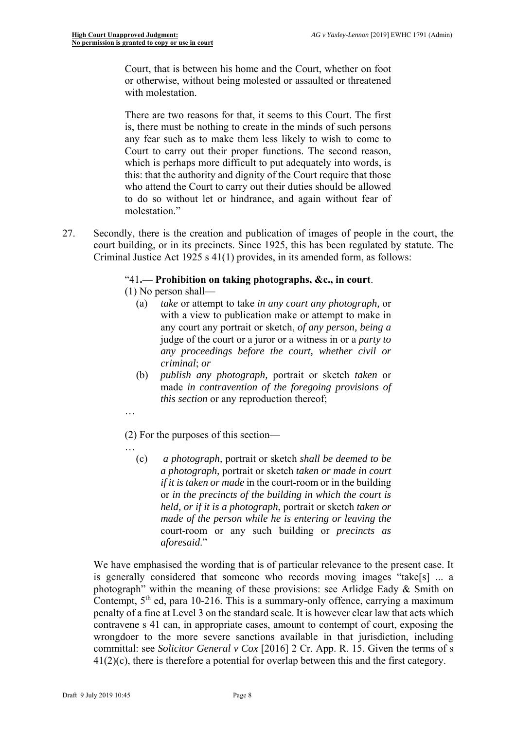> Court, that is between his home and the Court, whether on foot or otherwise, without being molested or assaulted or threatened with molestation.
>
> There are two reasons for that, it seems to this Court. The first is, there must be nothing to create in the minds of such persons any fear such as to make them less likely to wish to come to Court to carry out their proper functions. The second reason, which is perhaps more difficult to put adequately into words, is this: that the authority and dignity of the Court require that those who attend the Court to carry out their duties should be allowed to do so without let or hindrance, and again without fear of molestation."

27. Secondly, there is the creation and publication of images of people in the court, the court building, or in its precincts. Since 1925, this has been regulated by statute. The Criminal Justice Act 1925 s 41(1) provides, in its amended form, as follows:

> "41.— **Prohibition on taking photographs, &c., in court**.
>
> (1) No person shall—
>
> (a) *take* or attempt to take *in any court any photograph,* or with a view to publication make or attempt to make in any court any portrait or sketch, *of any person, being a* judge of the court or a juror or a witness in or a *party to any proceedings before the court, whether civil or criminal*; *or*
>
> (b) *publish any photograph,* portrait or sketch *taken* or made *in contravention of the foregoing provisions of this section* or any reproduction thereof;
>
> …
>
> (2) For the purposes of this section—
>
> …
>
> (c) *a photograph,* portrait or sketch *shall be deemed to be a photograph,* portrait or sketch *taken or made in court if it is taken or made* in the court-room or in the building or *in the precincts of the building in which the court is held, or if it is a photograph*, portrait or sketch *taken or made of the person while he is entering or leaving the* court-room or any such building or *precincts as aforesaid*."

We have emphasised the wording that is of particular relevance to the present case. It is generally considered that someone who records moving images "take[s] ... a photograph" within the meaning of these provisions: see Arlidge Eady & Smith on Contempt, 5th ed, para 10-216. This is a summary-only offence, carrying a maximum penalty of a fine at Level 3 on the standard scale. It is however clear law that acts which contravene s 41 can, in appropriate cases, amount to contempt of court, exposing the wrongdoer to the more severe sanctions available in that jurisdiction, including committal: see *Solicitor General v Cox* [2016] 2 Cr. App. R. 15. Given the terms of s 41(2)(c), there is therefore a potential for overlap between this and the first category.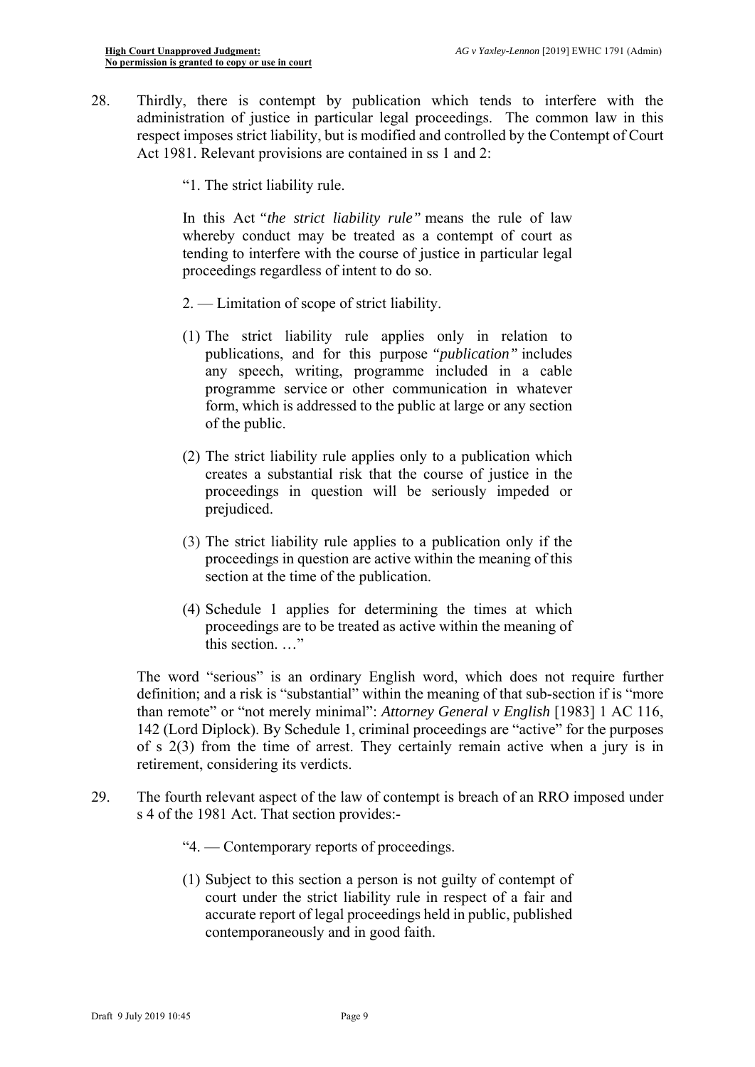28. Thirdly, there is contempt by publication which tends to interfere with the administration of justice in particular legal proceedings. The common law in this respect imposes strict liability, but is modified and controlled by the Contempt of Court Act 1981. Relevant provisions are contained in ss 1 and 2:

> "1. The strict liability rule.
>
> In this Act *"the strict liability rule"* means the rule of law whereby conduct may be treated as a contempt of court as tending to interfere with the course of justice in particular legal proceedings regardless of intent to do so.
>
> 2. — Limitation of scope of strict liability.
>
> (1) The strict liability rule applies only in relation to publications, and for this purpose *"publication"* includes any speech, writing, programme included in a cable programme service or other communication in whatever form, which is addressed to the public at large or any section of the public.
>
> (2) The strict liability rule applies only to a publication which creates a substantial risk that the course of justice in the proceedings in question will be seriously impeded or prejudiced.
>
> (3) The strict liability rule applies to a publication only if the proceedings in question are active within the meaning of this section at the time of the publication.
>
> (4) Schedule 1 applies for determining the times at which proceedings are to be treated as active within the meaning of this section. …"

The word "serious" is an ordinary English word, which does not require further definition; and a risk is "substantial" within the meaning of that sub-section if is "more than remote" or "not merely minimal": *Attorney General v English* [1983] 1 AC 116, 142 (Lord Diplock). By Schedule 1, criminal proceedings are "active" for the purposes of s 2(3) from the time of arrest. They certainly remain active when a jury is in retirement, considering its verdicts.

29. The fourth relevant aspect of the law of contempt is breach of an RRO imposed under s 4 of the 1981 Act. That section provides:-

> "4. — Contemporary reports of proceedings.
>
> (1) Subject to this section a person is not guilty of contempt of court under the strict liability rule in respect of a fair and accurate report of legal proceedings held in public, published contemporaneously and in good faith.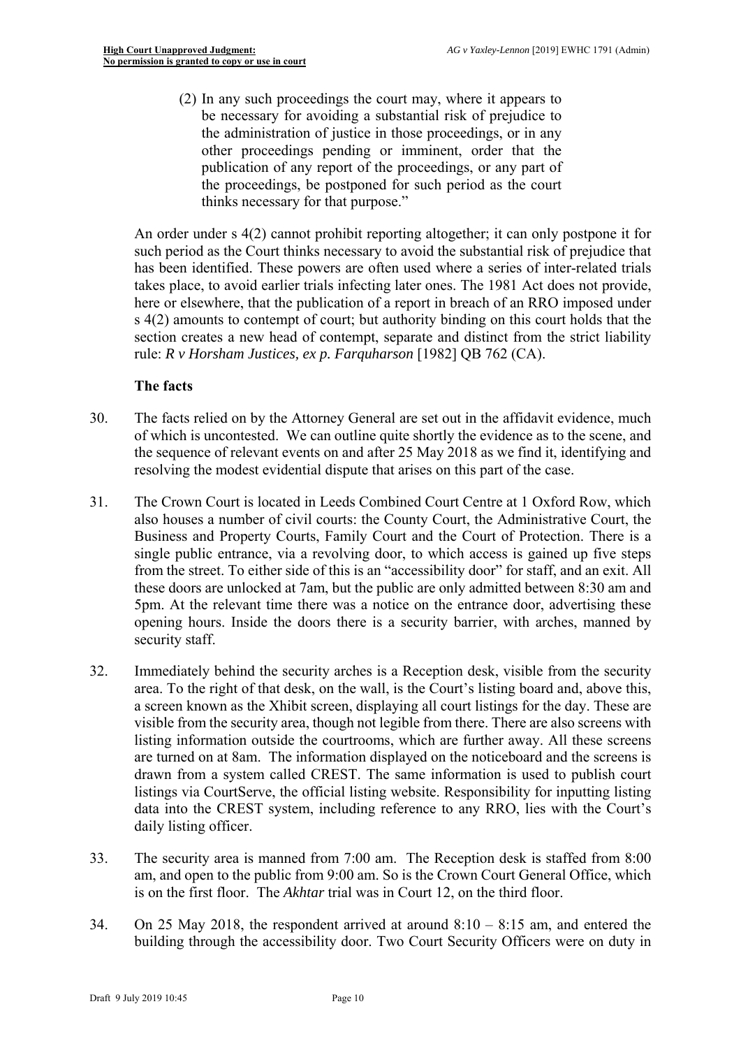> (2) In any such proceedings the court may, where it appears to be necessary for avoiding a substantial risk of prejudice to the administration of justice in those proceedings, or in any other proceedings pending or imminent, order that the publication of any report of the proceedings, or any part of the proceedings, be postponed for such period as the court thinks necessary for that purpose."

An order under s 4(2) cannot prohibit reporting altogether; it can only postpone it for such period as the Court thinks necessary to avoid the substantial risk of prejudice that has been identified. These powers are often used where a series of inter-related trials takes place, to avoid earlier trials infecting later ones. The 1981 Act does not provide, here or elsewhere, that the publication of a report in breach of an RRO imposed under s 4(2) amounts to contempt of court; but authority binding on this court holds that the section creates a new head of contempt, separate and distinct from the strict liability rule: *R v Horsham Justices, ex p. Farquharson* [1982] QB 762 (CA).

### The facts

30. The facts relied on by the Attorney General are set out in the affidavit evidence, much of which is uncontested. We can outline quite shortly the evidence as to the scene, and the sequence of relevant events on and after 25 May 2018 as we find it, identifying and resolving the modest evidential dispute that arises on this part of the case.

31. The Crown Court is located in Leeds Combined Court Centre at 1 Oxford Row, which also houses a number of civil courts: the County Court, the Administrative Court, the Business and Property Courts, Family Court and the Court of Protection. There is a single public entrance, via a revolving door, to which access is gained up five steps from the street. To either side of this is an "accessibility door" for staff, and an exit. All these doors are unlocked at 7am, but the public are only admitted between 8:30 am and 5pm. At the relevant time there was a notice on the entrance door, advertising these opening hours. Inside the doors there is a security barrier, with arches, manned by security staff.

32. Immediately behind the security arches is a Reception desk, visible from the security area. To the right of that desk, on the wall, is the Court's listing board and, above this, a screen known as the Xhibit screen, displaying all court listings for the day. These are visible from the security area, though not legible from there. There are also screens with listing information outside the courtrooms, which are further away. All these screens are turned on at 8am. The information displayed on the noticeboard and the screens is drawn from a system called CREST. The same information is used to publish court listings via CourtServe, the official listing website. Responsibility for inputting listing data into the CREST system, including reference to any RRO, lies with the Court's daily listing officer.

33. The security area is manned from 7:00 am. The Reception desk is staffed from 8:00 am, and open to the public from 9:00 am. So is the Crown Court General Office, which is on the first floor. The *Akhtar* trial was in Court 12, on the third floor.

34. On 25 May 2018, the respondent arrived at around 8:10 – 8:15 am, and entered the building through the accessibility door. Two Court Security Officers were on duty in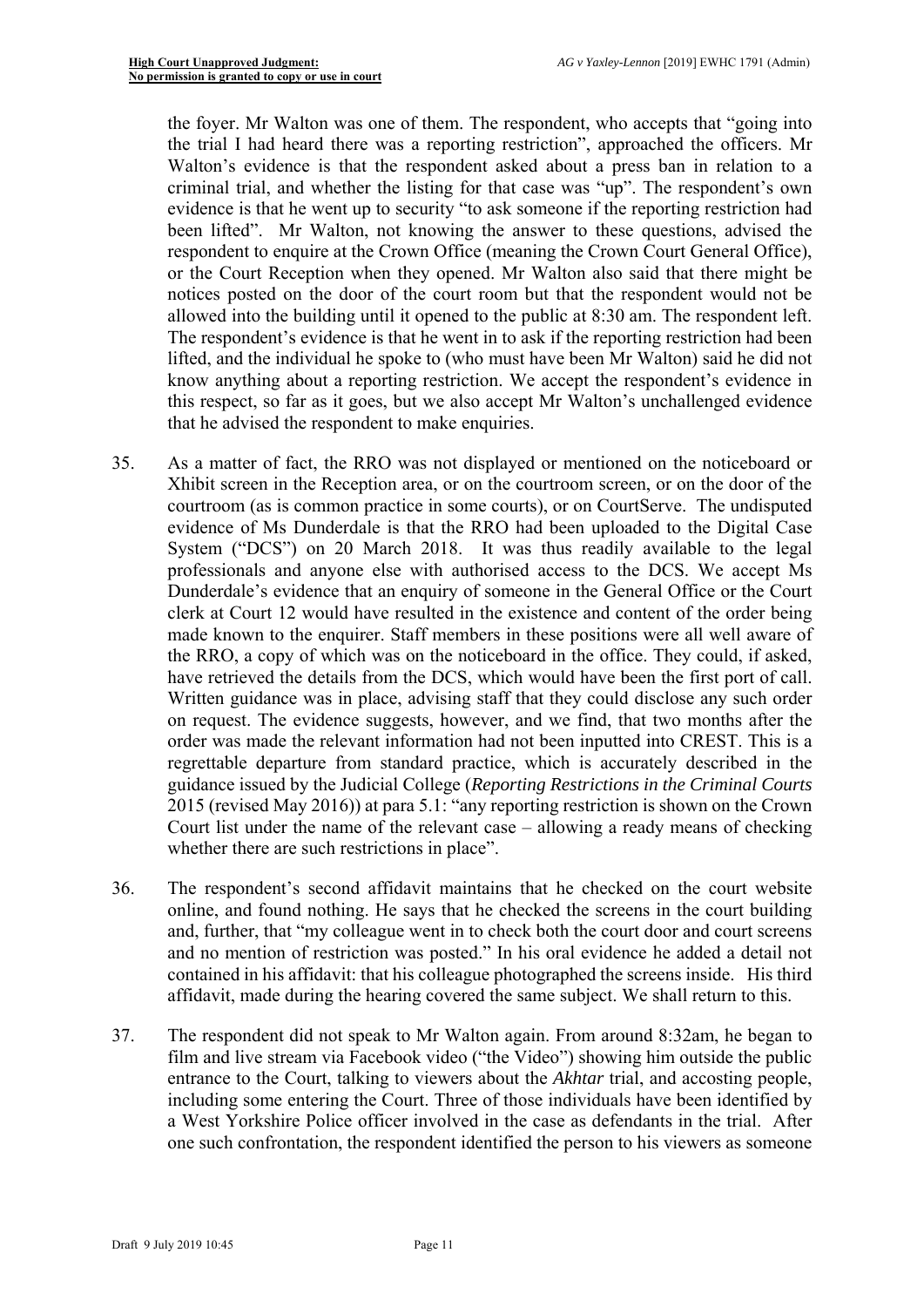the foyer. Mr Walton was one of them. The respondent, who accepts that "going into the trial I had heard there was a reporting restriction", approached the officers. Mr Walton's evidence is that the respondent asked about a press ban in relation to a criminal trial, and whether the listing for that case was "up". The respondent's own evidence is that he went up to security "to ask someone if the reporting restriction had been lifted". Mr Walton, not knowing the answer to these questions, advised the respondent to enquire at the Crown Office (meaning the Crown Court General Office), or the Court Reception when they opened. Mr Walton also said that there might be notices posted on the door of the court room but that the respondent would not be allowed into the building until it opened to the public at 8:30 am. The respondent left. The respondent's evidence is that he went in to ask if the reporting restriction had been lifted, and the individual he spoke to (who must have been Mr Walton) said he did not know anything about a reporting restriction. We accept the respondent's evidence in this respect, so far as it goes, but we also accept Mr Walton's unchallenged evidence that he advised the respondent to make enquiries.

35. As a matter of fact, the RRO was not displayed or mentioned on the noticeboard or Xhibit screen in the Reception area, or on the courtroom screen, or on the door of the courtroom (as is common practice in some courts), or on CourtServe. The undisputed evidence of Ms Dunderdale is that the RRO had been uploaded to the Digital Case System ("DCS") on 20 March 2018. It was thus readily available to the legal professionals and anyone else with authorised access to the DCS. We accept Ms Dunderdale's evidence that an enquiry of someone in the General Office or the Court clerk at Court 12 would have resulted in the existence and content of the order being made known to the enquirer. Staff members in these positions were all well aware of the RRO, a copy of which was on the noticeboard in the office. They could, if asked, have retrieved the details from the DCS, which would have been the first port of call. Written guidance was in place, advising staff that they could disclose any such order on request. The evidence suggests, however, and we find, that two months after the order was made the relevant information had not been inputted into CREST. This is a regrettable departure from standard practice, which is accurately described in the guidance issued by the Judicial College (*Reporting Restrictions in the Criminal Courts* 2015 (revised May 2016)) at para 5.1: "any reporting restriction is shown on the Crown Court list under the name of the relevant case – allowing a ready means of checking whether there are such restrictions in place".

36. The respondent's second affidavit maintains that he checked on the court website online, and found nothing. He says that he checked the screens in the court building and, further, that "my colleague went in to check both the court door and court screens and no mention of restriction was posted." In his oral evidence he added a detail not contained in his affidavit: that his colleague photographed the screens inside. His third affidavit, made during the hearing covered the same subject. We shall return to this.

37. The respondent did not speak to Mr Walton again. From around 8:32am, he began to film and live stream via Facebook video ("the Video") showing him outside the public entrance to the Court, talking to viewers about the *Akhtar* trial, and accosting people, including some entering the Court. Three of those individuals have been identified by a West Yorkshire Police officer involved in the case as defendants in the trial. After one such confrontation, the respondent identified the person to his viewers as someone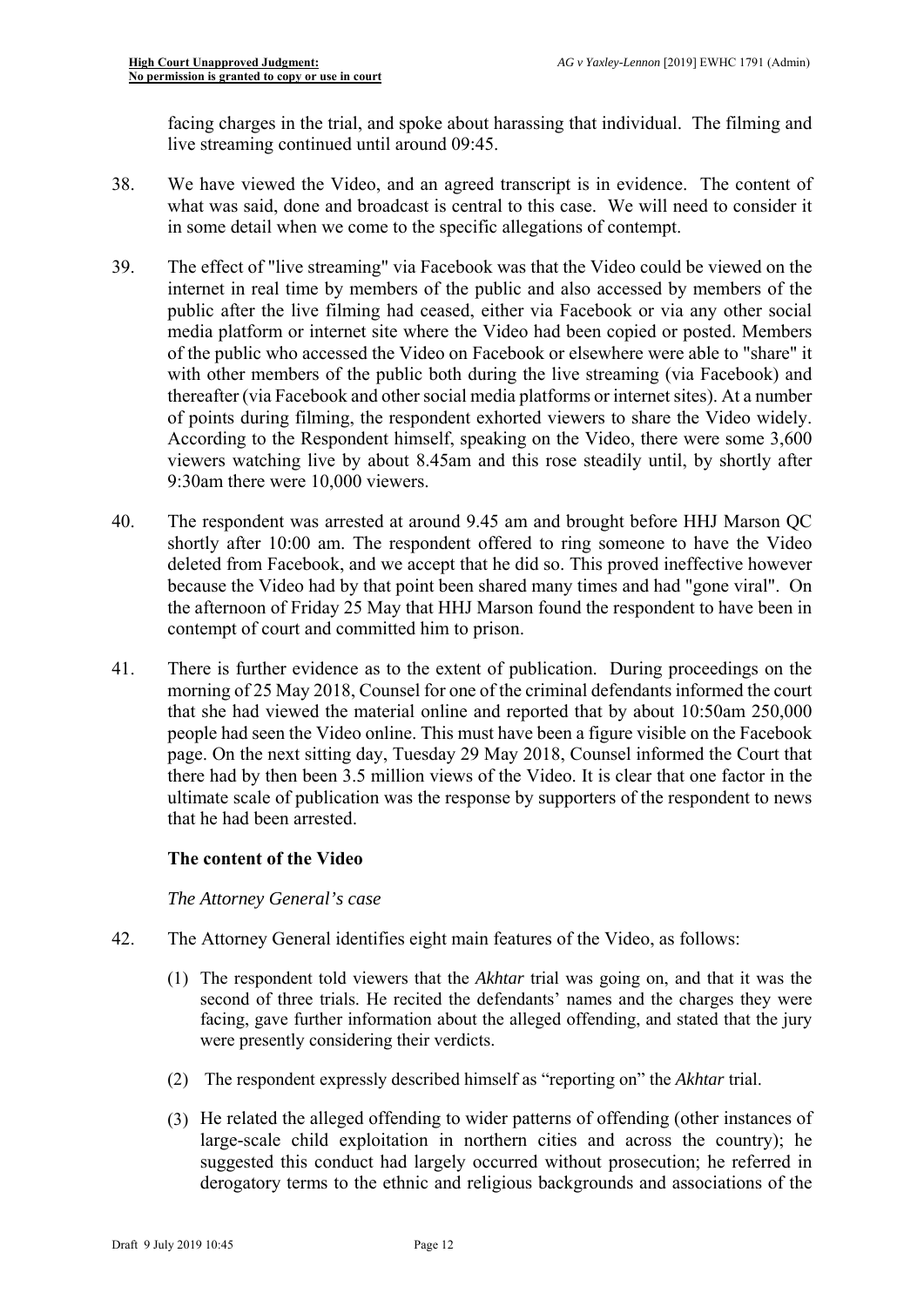facing charges in the trial, and spoke about harassing that individual. The filming and live streaming continued until around 09:45.

38. We have viewed the Video, and an agreed transcript is in evidence. The content of what was said, done and broadcast is central to this case. We will need to consider it in some detail when we come to the specific allegations of contempt.

39. The effect of "live streaming" via Facebook was that the Video could be viewed on the internet in real time by members of the public and also accessed by members of the public after the live filming had ceased, either via Facebook or via any other social media platform or internet site where the Video had been copied or posted. Members of the public who accessed the Video on Facebook or elsewhere were able to "share" it with other members of the public both during the live streaming (via Facebook) and thereafter (via Facebook and other social media platforms or internet sites). At a number of points during filming, the respondent exhorted viewers to share the Video widely. According to the Respondent himself, speaking on the Video, there were some 3,600 viewers watching live by about 8.45am and this rose steadily until, by shortly after 9:30am there were 10,000 viewers.

40. The respondent was arrested at around 9.45 am and brought before HHJ Marson QC shortly after 10:00 am. The respondent offered to ring someone to have the Video deleted from Facebook, and we accept that he did so. This proved ineffective however because the Video had by that point been shared many times and had "gone viral". On the afternoon of Friday 25 May that HHJ Marson found the respondent to have been in contempt of court and committed him to prison.

41. There is further evidence as to the extent of publication. During proceedings on the morning of 25 May 2018, Counsel for one of the criminal defendants informed the court that she had viewed the material online and reported that by about 10:50am 250,000 people had seen the Video online. This must have been a figure visible on the Facebook page. On the next sitting day, Tuesday 29 May 2018, Counsel informed the Court that there had by then been 3.5 million views of the Video. It is clear that one factor in the ultimate scale of publication was the response by supporters of the respondent to news that he had been arrested.

### The content of the Video

*The Attorney General's case*

42. The Attorney General identifies eight main features of the Video, as follows:

    (1) The respondent told viewers that the *Akhtar* trial was going on, and that it was the second of three trials. He recited the defendants' names and the charges they were facing, gave further information about the alleged offending, and stated that the jury were presently considering their verdicts.

    (2) The respondent expressly described himself as "reporting on" the *Akhtar* trial.

    (3) He related the alleged offending to wider patterns of offending (other instances of large-scale child exploitation in northern cities and across the country); he suggested this conduct had largely occurred without prosecution; he referred in derogatory terms to the ethnic and religious backgrounds and associations of the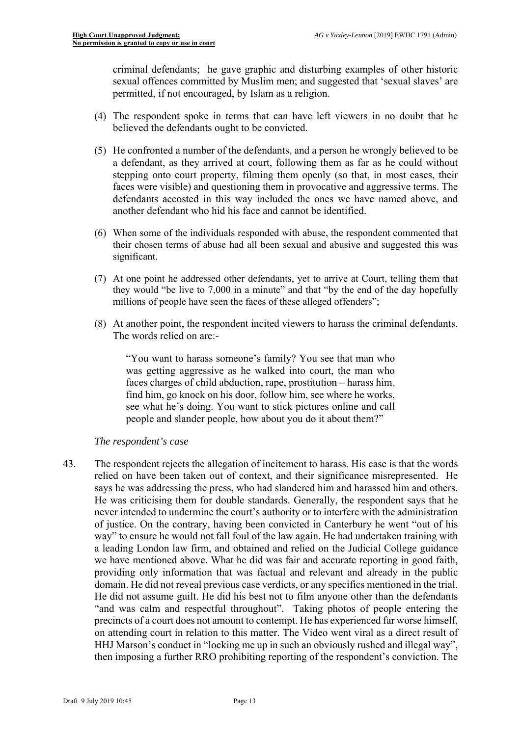criminal defendants; he gave graphic and disturbing examples of other historic sexual offences committed by Muslim men; and suggested that 'sexual slaves' are permitted, if not encouraged, by Islam as a religion.

(4) The respondent spoke in terms that can have left viewers in no doubt that he believed the defendants ought to be convicted.

(5) He confronted a number of the defendants, and a person he wrongly believed to be a defendant, as they arrived at court, following them as far as he could without stepping onto court property, filming them openly (so that, in most cases, their faces were visible) and questioning them in provocative and aggressive terms. The defendants accosted in this way included the ones we have named above, and another defendant who hid his face and cannot be identified.

(6) When some of the individuals responded with abuse, the respondent commented that their chosen terms of abuse had all been sexual and abusive and suggested this was significant.

(7) At one point he addressed other defendants, yet to arrive at Court, telling them that they would "be live to 7,000 in a minute" and that "by the end of the day hopefully millions of people have seen the faces of these alleged offenders";

(8) At another point, the respondent incited viewers to harass the criminal defendants. The words relied on are:-

> "You want to harass someone's family? You see that man who was getting aggressive as he walked into court, the man who faces charges of child abduction, rape, prostitution – harass him, find him, go knock on his door, follow him, see where he works, see what he's doing. You want to stick pictures online and call people and slander people, how about you do it about them?"

*The respondent's case*

43. The respondent rejects the allegation of incitement to harass. His case is that the words relied on have been taken out of context, and their significance misrepresented. He says he was addressing the press, who had slandered him and harassed him and others. He was criticising them for double standards. Generally, the respondent says that he never intended to undermine the court's authority or to interfere with the administration of justice. On the contrary, having been convicted in Canterbury he went "out of his way" to ensure he would not fall foul of the law again. He had undertaken training with a leading London law firm, and obtained and relied on the Judicial College guidance we have mentioned above. What he did was fair and accurate reporting in good faith, providing only information that was factual and relevant and already in the public domain. He did not reveal previous case verdicts, or any specifics mentioned in the trial. He did not assume guilt. He did his best not to film anyone other than the defendants "and was calm and respectful throughout". Taking photos of people entering the precincts of a court does not amount to contempt. He has experienced far worse himself, on attending court in relation to this matter. The Video went viral as a direct result of HHJ Marson's conduct in "locking me up in such an obviously rushed and illegal way", then imposing a further RRO prohibiting reporting of the respondent's conviction. The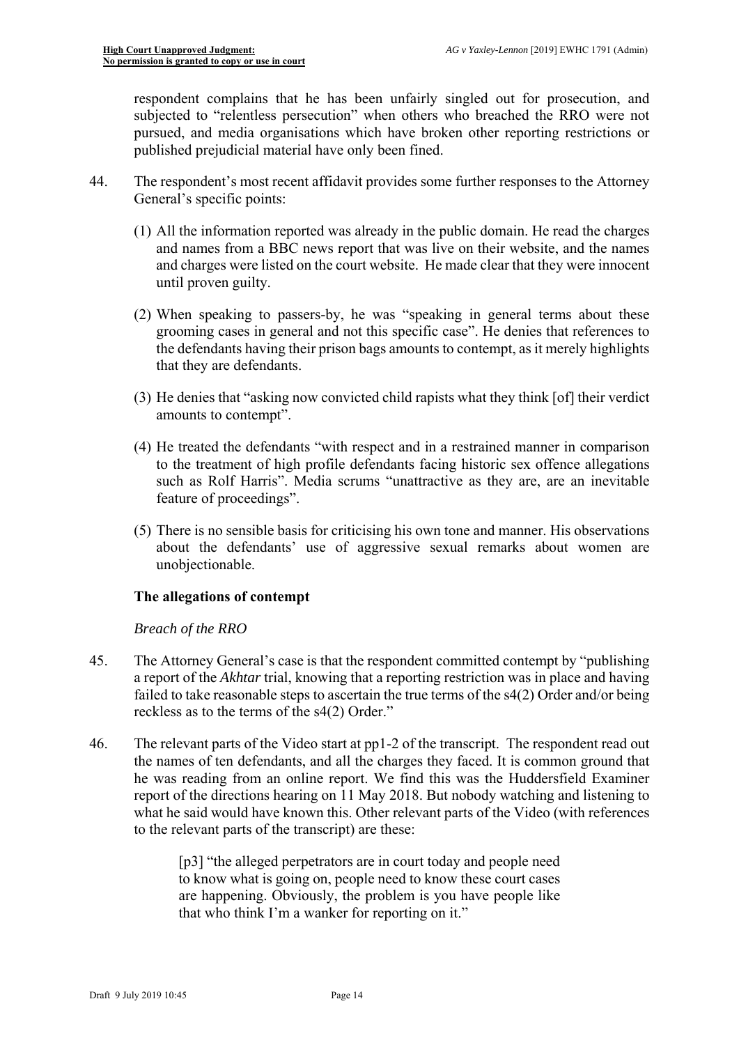respondent complains that he has been unfairly singled out for prosecution, and subjected to "relentless persecution" when others who breached the RRO were not pursued, and media organisations which have broken other reporting restrictions or published prejudicial material have only been fined.

44. The respondent's most recent affidavit provides some further responses to the Attorney General's specific points:

    (1) All the information reported was already in the public domain. He read the charges and names from a BBC news report that was live on their website, and the names and charges were listed on the court website. He made clear that they were innocent until proven guilty.

    (2) When speaking to passers-by, he was "speaking in general terms about these grooming cases in general and not this specific case". He denies that references to the defendants having their prison bags amounts to contempt, as it merely highlights that they are defendants.

    (3) He denies that "asking now convicted child rapists what they think [of] their verdict amounts to contempt".

    (4) He treated the defendants "with respect and in a restrained manner in comparison to the treatment of high profile defendants facing historic sex offence allegations such as Rolf Harris". Media scrums "unattractive as they are, are an inevitable feature of proceedings".

    (5) There is no sensible basis for criticising his own tone and manner. His observations about the defendants' use of aggressive sexual remarks about women are unobjectionable.

### The allegations of contempt

*Breach of the RRO*

45. The Attorney General's case is that the respondent committed contempt by "publishing a report of the *Akhtar* trial, knowing that a reporting restriction was in place and having failed to take reasonable steps to ascertain the true terms of the s4(2) Order and/or being reckless as to the terms of the s4(2) Order."

46. The relevant parts of the Video start at pp1-2 of the transcript. The respondent read out the names of ten defendants, and all the charges they faced. It is common ground that he was reading from an online report. We find this was the Huddersfield Examiner report of the directions hearing on 11 May 2018. But nobody watching and listening to what he said would have known this. Other relevant parts of the Video (with references to the relevant parts of the transcript) are these:

    > [p3] "the alleged perpetrators are in court today and people need to know what is going on, people need to know these court cases are happening. Obviously, the problem is you have people like that who think I'm a wanker for reporting on it."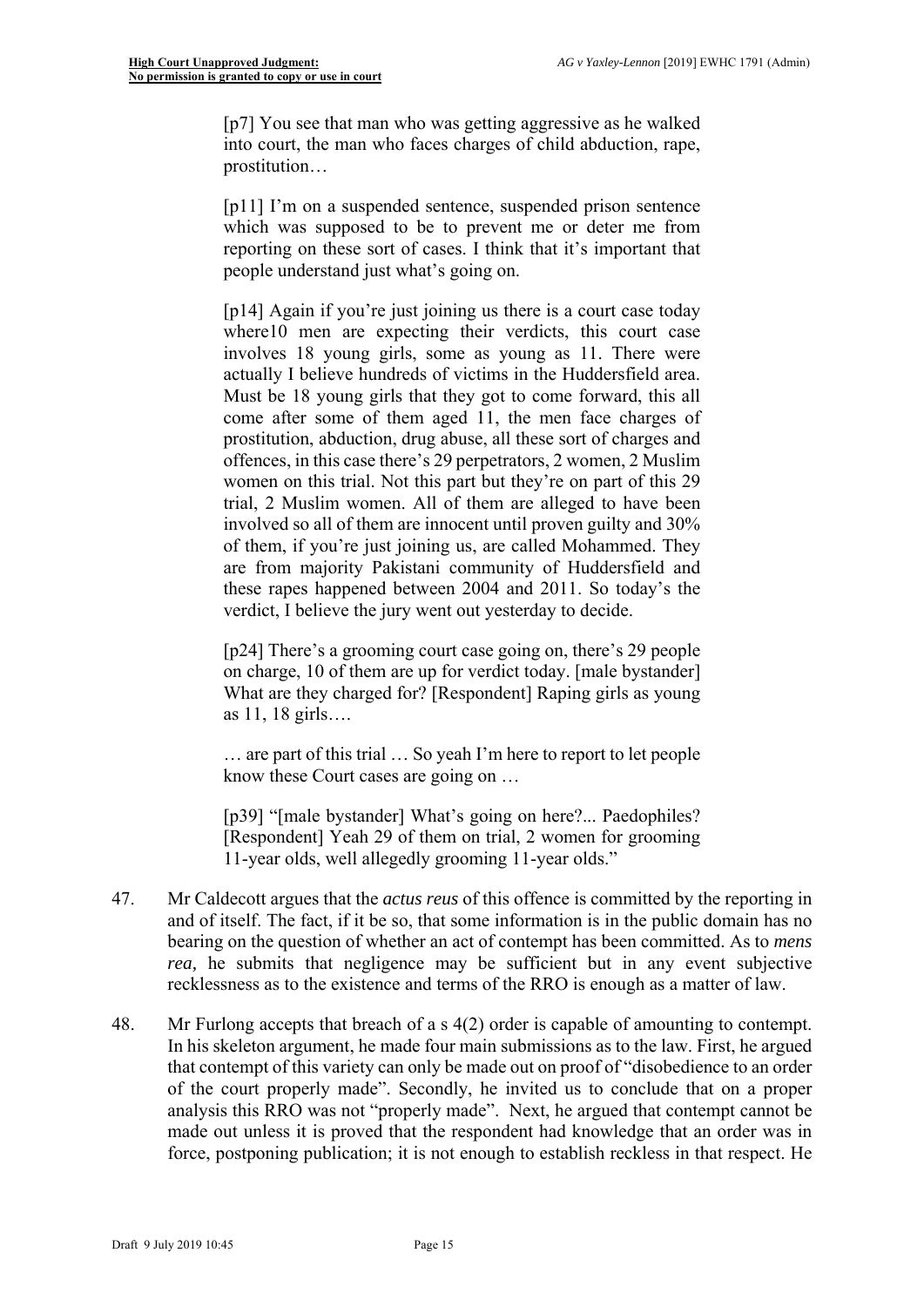> [p7] You see that man who was getting aggressive as he walked into court, the man who faces charges of child abduction, rape, prostitution…
>
> [p11] I'm on a suspended sentence, suspended prison sentence which was supposed to be to prevent me or deter me from reporting on these sort of cases. I think that it's important that people understand just what's going on.
>
> [p14] Again if you're just joining us there is a court case today where10 men are expecting their verdicts, this court case involves 18 young girls, some as young as 11. There were actually I believe hundreds of victims in the Huddersfield area. Must be 18 young girls that they got to come forward, this all come after some of them aged 11, the men face charges of prostitution, abduction, drug abuse, all these sort of charges and offences, in this case there's 29 perpetrators, 2 women, 2 Muslim women on this trial. Not this part but they're on part of this 29 trial, 2 Muslim women. All of them are alleged to have been involved so all of them are innocent until proven guilty and 30% of them, if you're just joining us, are called Mohammed. They are from majority Pakistani community of Huddersfield and these rapes happened between 2004 and 2011. So today's the verdict, I believe the jury went out yesterday to decide.
>
> [p24] There's a grooming court case going on, there's 29 people on charge, 10 of them are up for verdict today. [male bystander] What are they charged for? [Respondent] Raping girls as young as 11, 18 girls….
>
> … are part of this trial … So yeah I'm here to report to let people know these Court cases are going on …
>
> [p39] "[male bystander] What's going on here?... Paedophiles? [Respondent] Yeah 29 of them on trial, 2 women for grooming 11-year olds, well allegedly grooming 11-year olds."

47. Mr Caldecott argues that the *actus reus* of this offence is committed by the reporting in and of itself. The fact, if it be so, that some information is in the public domain has no bearing on the question of whether an act of contempt has been committed. As to *mens rea,* he submits that negligence may be sufficient but in any event subjective recklessness as to the existence and terms of the RRO is enough as a matter of law.

48. Mr Furlong accepts that breach of a s 4(2) order is capable of amounting to contempt. In his skeleton argument, he made four main submissions as to the law. First, he argued that contempt of this variety can only be made out on proof of "disobedience to an order of the court properly made". Secondly, he invited us to conclude that on a proper analysis this RRO was not "properly made". Next, he argued that contempt cannot be made out unless it is proved that the respondent had knowledge that an order was in force, postponing publication; it is not enough to establish reckless in that respect. He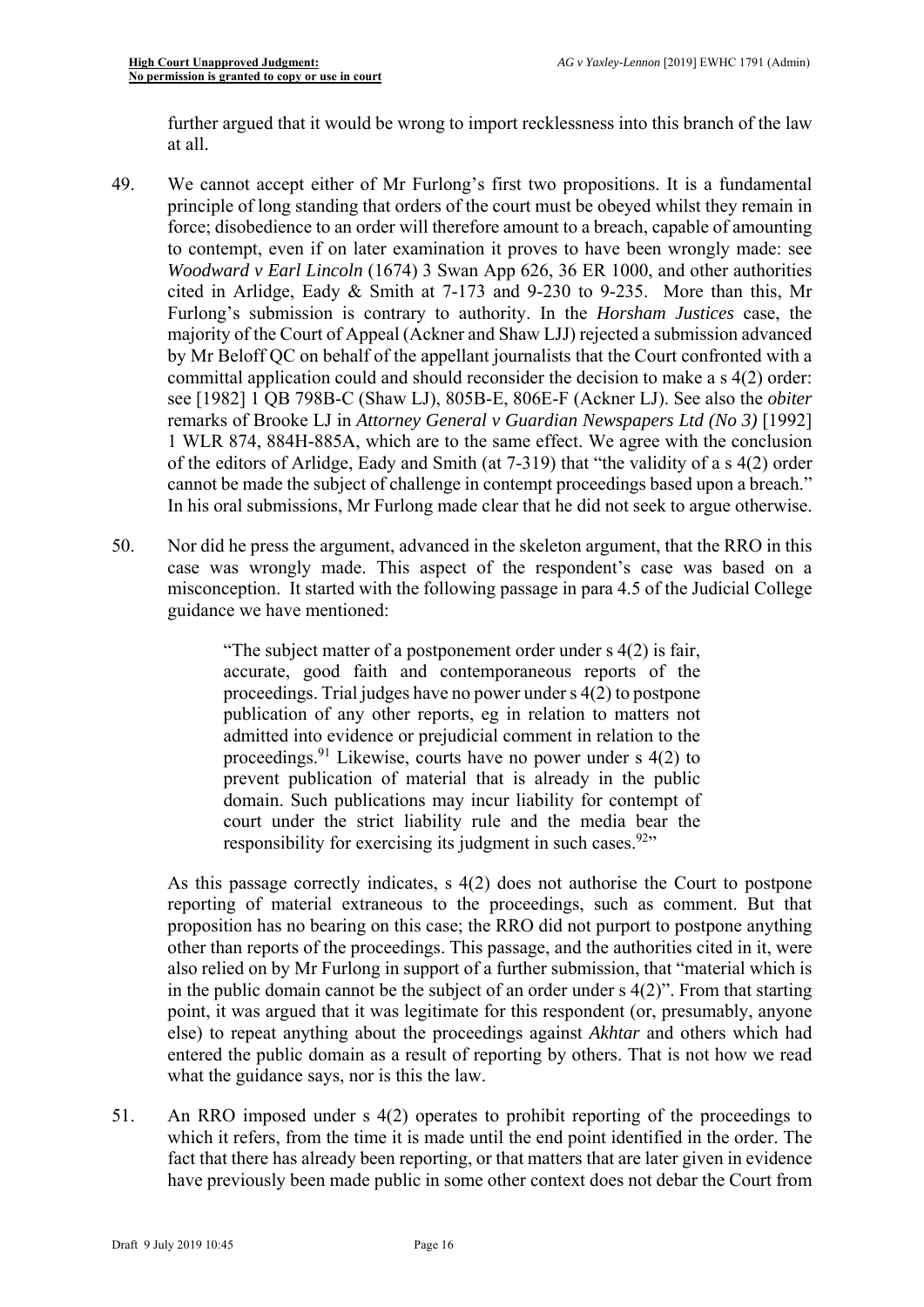further argued that it would be wrong to import recklessness into this branch of the law at all.

49. We cannot accept either of Mr Furlong's first two propositions. It is a fundamental principle of long standing that orders of the court must be obeyed whilst they remain in force; disobedience to an order will therefore amount to a breach, capable of amounting to contempt, even if on later examination it proves to have been wrongly made: see *Woodward v Earl Lincoln* (1674) 3 Swan App 626, 36 ER 1000, and other authorities cited in Arlidge, Eady & Smith at 7-173 and 9-230 to 9-235. More than this, Mr Furlong's submission is contrary to authority. In the *Horsham Justices* case, the majority of the Court of Appeal (Ackner and Shaw LJJ) rejected a submission advanced by Mr Beloff QC on behalf of the appellant journalists that the Court confronted with a committal application could and should reconsider the decision to make a s 4(2) order: see [1982] 1 QB 798B-C (Shaw LJ), 805B-E, 806E-F (Ackner LJ). See also the *obiter* remarks of Brooke LJ in *Attorney General v Guardian Newspapers Ltd (No 3)* [1992] 1 WLR 874, 884H-885A, which are to the same effect. We agree with the conclusion of the editors of Arlidge, Eady and Smith (at 7-319) that "the validity of a s 4(2) order cannot be made the subject of challenge in contempt proceedings based upon a breach." In his oral submissions, Mr Furlong made clear that he did not seek to argue otherwise.

50. Nor did he press the argument, advanced in the skeleton argument, that the RRO in this case was wrongly made. This aspect of the respondent's case was based on a misconception. It started with the following passage in para 4.5 of the Judicial College guidance we have mentioned:

> "The subject matter of a postponement order under s 4(2) is fair, accurate, good faith and contemporaneous reports of the proceedings. Trial judges have no power under s 4(2) to postpone publication of any other reports, eg in relation to matters not admitted into evidence or prejudicial comment in relation to the proceedings.[91] Likewise, courts have no power under s 4(2) to prevent publication of material that is already in the public domain. Such publications may incur liability for contempt of court under the strict liability rule and the media bear the responsibility for exercising its judgment in such cases.[92]"

As this passage correctly indicates, s 4(2) does not authorise the Court to postpone reporting of material extraneous to the proceedings, such as comment. But that proposition has no bearing on this case; the RRO did not purport to postpone anything other than reports of the proceedings. This passage, and the authorities cited in it, were also relied on by Mr Furlong in support of a further submission, that "material which is in the public domain cannot be the subject of an order under s 4(2)". From that starting point, it was argued that it was legitimate for this respondent (or, presumably, anyone else) to repeat anything about the proceedings against *Akhtar* and others which had entered the public domain as a result of reporting by others. That is not how we read what the guidance says, nor is this the law.

51. An RRO imposed under s 4(2) operates to prohibit reporting of the proceedings to which it refers, from the time it is made until the end point identified in the order. The fact that there has already been reporting, or that matters that are later given in evidence have previously been made public in some other context does not debar the Court from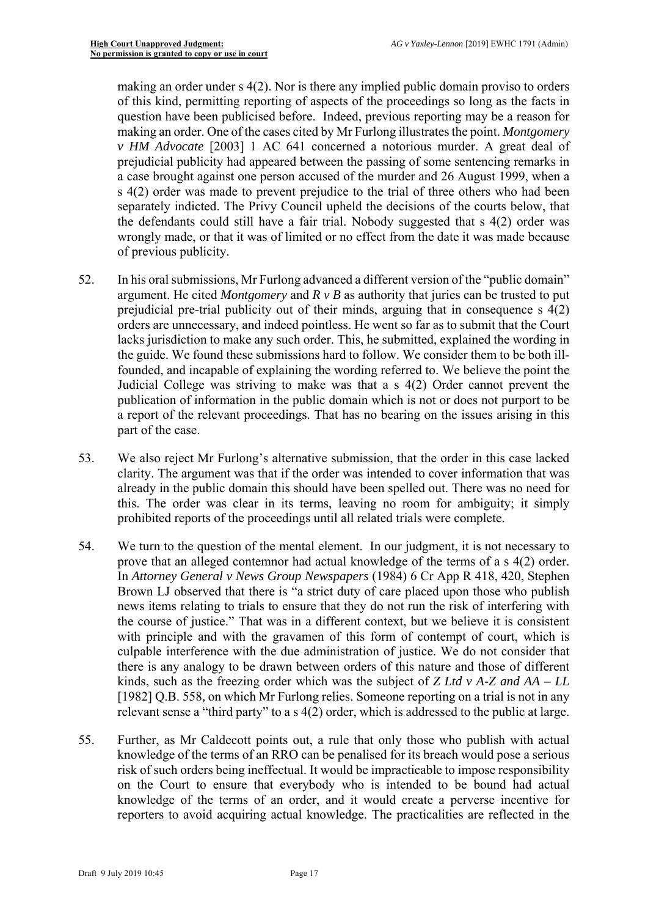making an order under s 4(2). Nor is there any implied public domain proviso to orders of this kind, permitting reporting of aspects of the proceedings so long as the facts in question have been publicised before. Indeed, previous reporting may be a reason for making an order. One of the cases cited by Mr Furlong illustrates the point. *Montgomery v HM Advocate* [2003] 1 AC 641 concerned a notorious murder. A great deal of prejudicial publicity had appeared between the passing of some sentencing remarks in a case brought against one person accused of the murder and 26 August 1999, when a s 4(2) order was made to prevent prejudice to the trial of three others who had been separately indicted. The Privy Council upheld the decisions of the courts below, that the defendants could still have a fair trial. Nobody suggested that s 4(2) order was wrongly made, or that it was of limited or no effect from the date it was made because of previous publicity.

52. In his oral submissions, Mr Furlong advanced a different version of the "public domain" argument. He cited *Montgomery* and *R v B* as authority that juries can be trusted to put prejudicial pre-trial publicity out of their minds, arguing that in consequence s 4(2) orders are unnecessary, and indeed pointless. He went so far as to submit that the Court lacks jurisdiction to make any such order. This, he submitted, explained the wording in the guide. We found these submissions hard to follow. We consider them to be both ill-founded, and incapable of explaining the wording referred to. We believe the point the Judicial College was striving to make was that a s 4(2) Order cannot prevent the publication of information in the public domain which is not or does not purport to be a report of the relevant proceedings. That has no bearing on the issues arising in this part of the case.

53. We also reject Mr Furlong's alternative submission, that the order in this case lacked clarity. The argument was that if the order was intended to cover information that was already in the public domain this should have been spelled out. There was no need for this. The order was clear in its terms, leaving no room for ambiguity; it simply prohibited reports of the proceedings until all related trials were complete.

54. We turn to the question of the mental element. In our judgment, it is not necessary to prove that an alleged contemnor had actual knowledge of the terms of a s 4(2) order. In *Attorney General v News Group Newspapers* (1984) 6 Cr App R 418, 420, Stephen Brown LJ observed that there is "a strict duty of care placed upon those who publish news items relating to trials to ensure that they do not run the risk of interfering with the course of justice." That was in a different context, but we believe it is consistent with principle and with the gravamen of this form of contempt of court, which is culpable interference with the due administration of justice. We do not consider that there is any analogy to be drawn between orders of this nature and those of different kinds, such as the freezing order which was the subject of *Z Ltd v A-Z and AA – LL* [1982] Q.B. 558, on which Mr Furlong relies. Someone reporting on a trial is not in any relevant sense a "third party" to a s 4(2) order, which is addressed to the public at large.

55. Further, as Mr Caldecott points out, a rule that only those who publish with actual knowledge of the terms of an RRO can be penalised for its breach would pose a serious risk of such orders being ineffectual. It would be impracticable to impose responsibility on the Court to ensure that everybody who is intended to be bound had actual knowledge of the terms of an order, and it would create a perverse incentive for reporters to avoid acquiring actual knowledge. The practicalities are reflected in the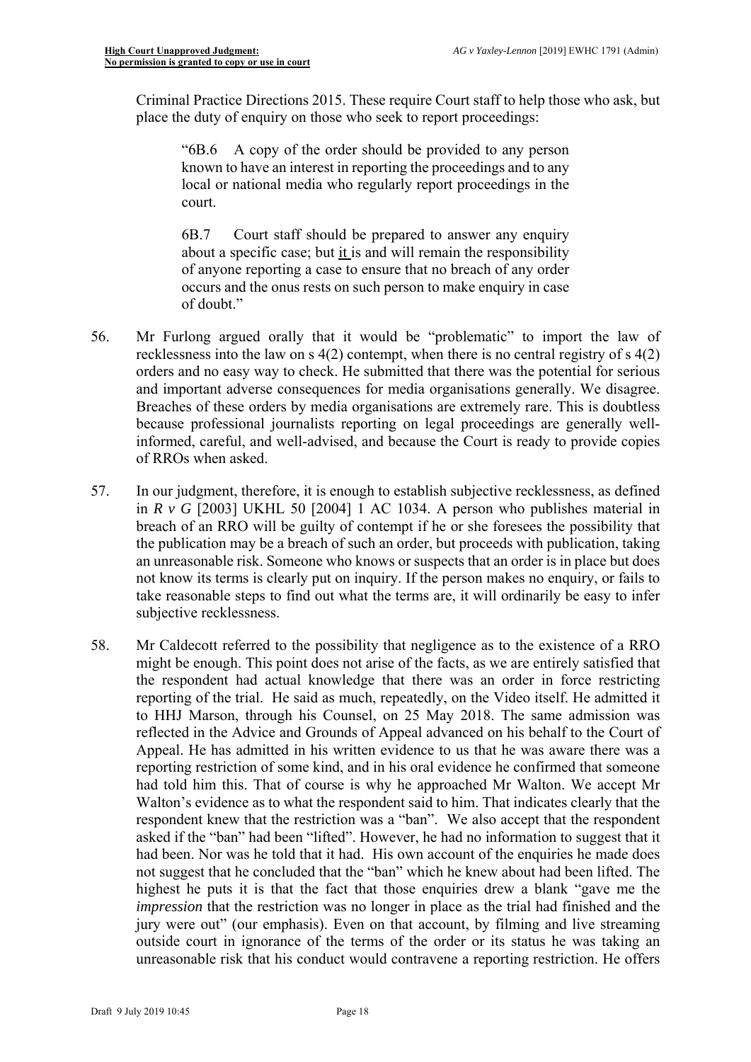Criminal Practice Directions 2015. These require Court staff to help those who ask, but place the duty of enquiry on those who seek to report proceedings:

> "6B.6 A copy of the order should be provided to any person known to have an interest in reporting the proceedings and to any local or national media who regularly report proceedings in the court.
>
> 6B.7 Court staff should be prepared to answer any enquiry about a specific case; but it is and will remain the responsibility of anyone reporting a case to ensure that no breach of any order occurs and the onus rests on such person to make enquiry in case of doubt."

56. Mr Furlong argued orally that it would be "problematic" to import the law of recklessness into the law on s 4(2) contempt, when there is no central registry of s 4(2) orders and no easy way to check. He submitted that there was the potential for serious and important adverse consequences for media organisations generally. We disagree. Breaches of these orders by media organisations are extremely rare. This is doubtless because professional journalists reporting on legal proceedings are generally well-informed, careful, and well-advised, and because the Court is ready to provide copies of RROs when asked.

57. In our judgment, therefore, it is enough to establish subjective recklessness, as defined in *R v G* [2003] UKHL 50 [2004] 1 AC 1034. A person who publishes material in breach of an RRO will be guilty of contempt if he or she foresees the possibility that the publication may be a breach of such an order, but proceeds with publication, taking an unreasonable risk. Someone who knows or suspects that an order is in place but does not know its terms is clearly put on inquiry. If the person makes no enquiry, or fails to take reasonable steps to find out what the terms are, it will ordinarily be easy to infer subjective recklessness.

58. Mr Caldecott referred to the possibility that negligence as to the existence of a RRO might be enough. This point does not arise of the facts, as we are entirely satisfied that the respondent had actual knowledge that there was an order in force restricting reporting of the trial. He said as much, repeatedly, on the Video itself. He admitted it to HHJ Marson, through his Counsel, on 25 May 2018. The same admission was reflected in the Advice and Grounds of Appeal advanced on his behalf to the Court of Appeal. He has admitted in his written evidence to us that he was aware there was a reporting restriction of some kind, and in his oral evidence he confirmed that someone had told him this. That of course is why he approached Mr Walton. We accept Mr Walton's evidence as to what the respondent said to him. That indicates clearly that the respondent knew that the restriction was a "ban". We also accept that the respondent asked if the "ban" had been "lifted". However, he had no information to suggest that it had been. Nor was he told that it had. His own account of the enquiries he made does not suggest that he concluded that the "ban" which he knew about had been lifted. The highest he puts it is that the fact that those enquiries drew a blank "gave me the *impression* that the restriction was no longer in place as the trial had finished and the jury were out" (our emphasis). Even on that account, by filming and live streaming outside court in ignorance of the terms of the order or its status he was taking an unreasonable risk that his conduct would contravene a reporting restriction. He offers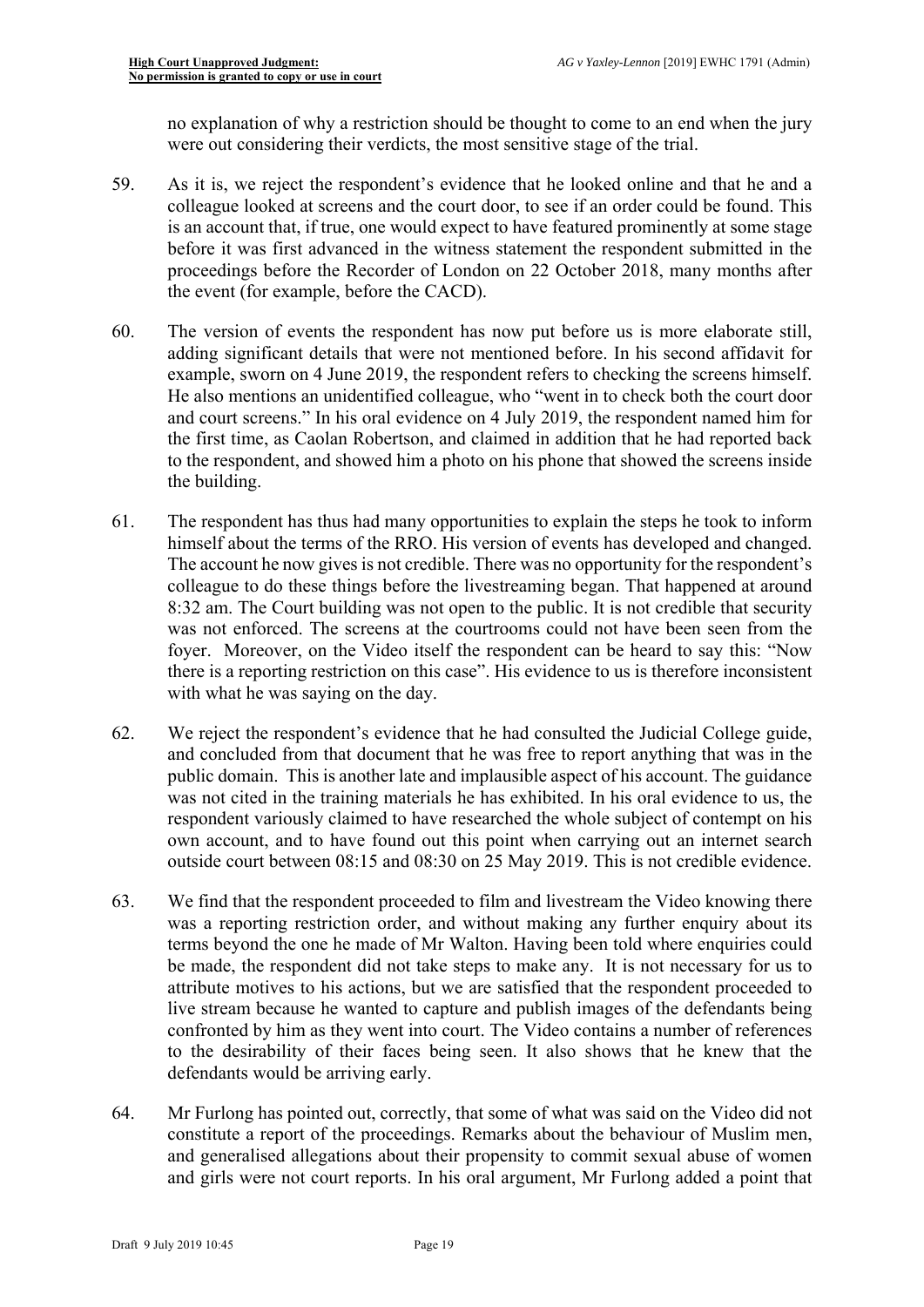no explanation of why a restriction should be thought to come to an end when the jury were out considering their verdicts, the most sensitive stage of the trial.

59. As it is, we reject the respondent's evidence that he looked online and that he and a colleague looked at screens and the court door, to see if an order could be found. This is an account that, if true, one would expect to have featured prominently at some stage before it was first advanced in the witness statement the respondent submitted in the proceedings before the Recorder of London on 22 October 2018, many months after the event (for example, before the CACD).

60. The version of events the respondent has now put before us is more elaborate still, adding significant details that were not mentioned before. In his second affidavit for example, sworn on 4 June 2019, the respondent refers to checking the screens himself. He also mentions an unidentified colleague, who "went in to check both the court door and court screens." In his oral evidence on 4 July 2019, the respondent named him for the first time, as Caolan Robertson, and claimed in addition that he had reported back to the respondent, and showed him a photo on his phone that showed the screens inside the building.

61. The respondent has thus had many opportunities to explain the steps he took to inform himself about the terms of the RRO. His version of events has developed and changed. The account he now gives is not credible. There was no opportunity for the respondent's colleague to do these things before the livestreaming began. That happened at around 8:32 am. The Court building was not open to the public. It is not credible that security was not enforced. The screens at the courtrooms could not have been seen from the foyer. Moreover, on the Video itself the respondent can be heard to say this: "Now there is a reporting restriction on this case". His evidence to us is therefore inconsistent with what he was saying on the day.

62. We reject the respondent's evidence that he had consulted the Judicial College guide, and concluded from that document that he was free to report anything that was in the public domain. This is another late and implausible aspect of his account. The guidance was not cited in the training materials he has exhibited. In his oral evidence to us, the respondent variously claimed to have researched the whole subject of contempt on his own account, and to have found out this point when carrying out an internet search outside court between 08:15 and 08:30 on 25 May 2019. This is not credible evidence.

63. We find that the respondent proceeded to film and livestream the Video knowing there was a reporting restriction order, and without making any further enquiry about its terms beyond the one he made of Mr Walton. Having been told where enquiries could be made, the respondent did not take steps to make any. It is not necessary for us to attribute motives to his actions, but we are satisfied that the respondent proceeded to live stream because he wanted to capture and publish images of the defendants being confronted by him as they went into court. The Video contains a number of references to the desirability of their faces being seen. It also shows that he knew that the defendants would be arriving early.

64. Mr Furlong has pointed out, correctly, that some of what was said on the Video did not constitute a report of the proceedings. Remarks about the behaviour of Muslim men, and generalised allegations about their propensity to commit sexual abuse of women and girls were not court reports. In his oral argument, Mr Furlong added a point that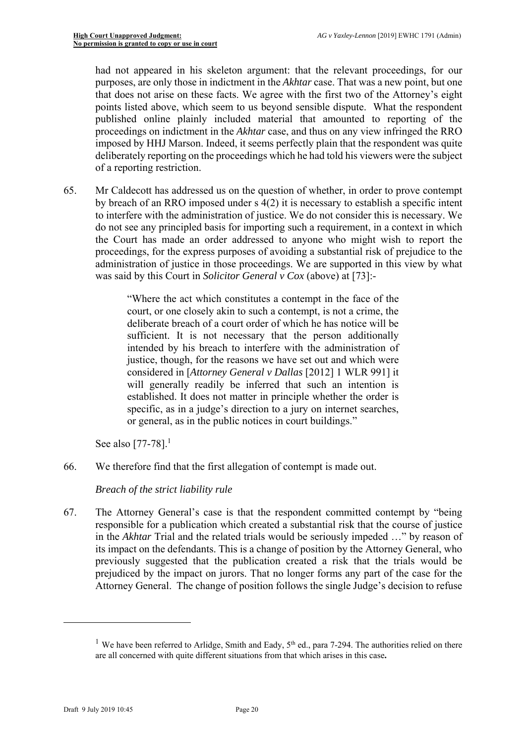had not appeared in his skeleton argument: that the relevant proceedings, for our purposes, are only those in indictment in the *Akhtar* case. That was a new point, but one that does not arise on these facts. We agree with the first two of the Attorney's eight points listed above, which seem to us beyond sensible dispute. What the respondent published online plainly included material that amounted to reporting of the proceedings on indictment in the *Akhtar* case, and thus on any view infringed the RRO imposed by HHJ Marson. Indeed, it seems perfectly plain that the respondent was quite deliberately reporting on the proceedings which he had told his viewers were the subject of a reporting restriction.

65. Mr Caldecott has addressed us on the question of whether, in order to prove contempt by breach of an RRO imposed under s 4(2) it is necessary to establish a specific intent to interfere with the administration of justice. We do not consider this is necessary. We do not see any principled basis for importing such a requirement, in a context in which the Court has made an order addressed to anyone who might wish to report the proceedings, for the express purposes of avoiding a substantial risk of prejudice to the administration of justice in those proceedings. We are supported in this view by what was said by this Court in *Solicitor General v Cox* (above) at [73]:-

> "Where the act which constitutes a contempt in the face of the court, or one closely akin to such a contempt, is not a crime, the deliberate breach of a court order of which he has notice will be sufficient. It is not necessary that the person additionally intended by his breach to interfere with the administration of justice, though, for the reasons we have set out and which were considered in [*Attorney General v Dallas* [2012] 1 WLR 991] it will generally readily be inferred that such an intention is established. It does not matter in principle whether the order is specific, as in a judge's direction to a jury on internet searches, or general, as in the public notices in court buildings."

See also [77-78].[1]

66. We therefore find that the first allegation of contempt is made out.

*Breach of the strict liability rule*

67. The Attorney General's case is that the respondent committed contempt by "being responsible for a publication which created a substantial risk that the course of justice in the *Akhtar* Trial and the related trials would be seriously impeded …" by reason of its impact on the defendants. This is a change of position by the Attorney General, who previously suggested that the publication created a risk that the trials would be prejudiced by the impact on jurors. That no longer forms any part of the case for the Attorney General. The change of position follows the single Judge's decision to refuse

[1] We have been referred to Arlidge, Smith and Eady, 5th ed., para 7-294. The authorities relied on there are all concerned with quite different situations from that which arises in this case**.**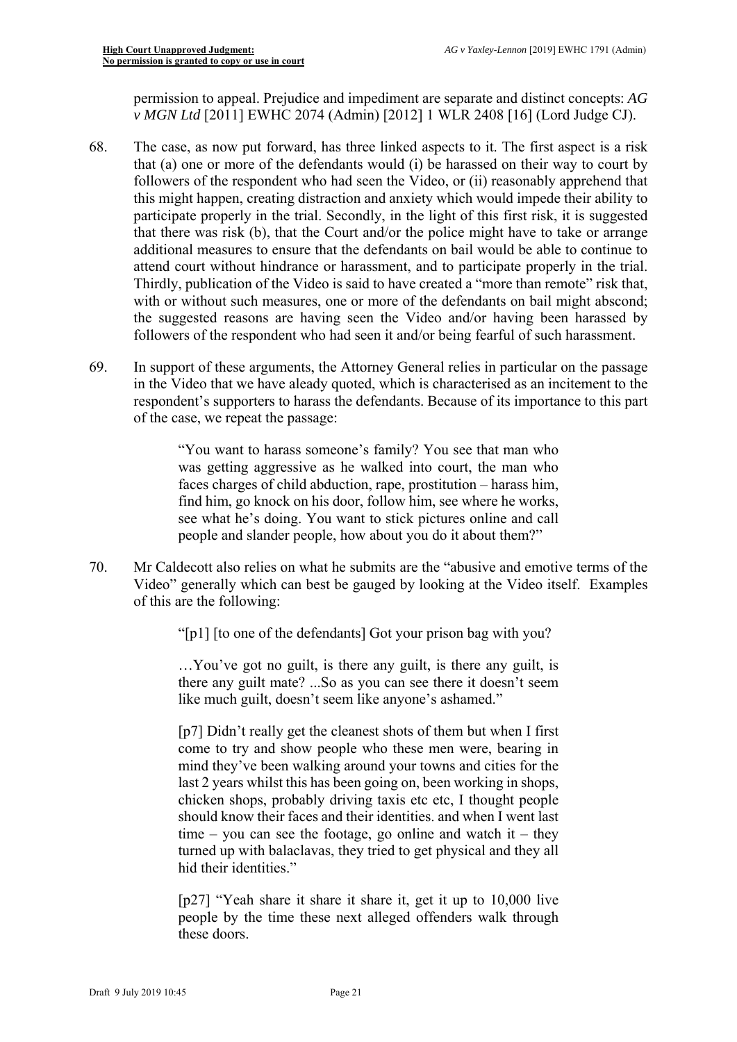permission to appeal. Prejudice and impediment are separate and distinct concepts: *AG v MGN Ltd* [2011] EWHC 2074 (Admin) [2012] 1 WLR 2408 [16] (Lord Judge CJ).

68. The case, as now put forward, has three linked aspects to it. The first aspect is a risk that (a) one or more of the defendants would (i) be harassed on their way to court by followers of the respondent who had seen the Video, or (ii) reasonably apprehend that this might happen, creating distraction and anxiety which would impede their ability to participate properly in the trial. Secondly, in the light of this first risk, it is suggested that there was risk (b), that the Court and/or the police might have to take or arrange additional measures to ensure that the defendants on bail would be able to continue to attend court without hindrance or harassment, and to participate properly in the trial. Thirdly, publication of the Video is said to have created a "more than remote" risk that, with or without such measures, one or more of the defendants on bail might abscond; the suggested reasons are having seen the Video and/or having been harassed by followers of the respondent who had seen it and/or being fearful of such harassment.

69. In support of these arguments, the Attorney General relies in particular on the passage in the Video that we have aleady quoted, which is characterised as an incitement to the respondent's supporters to harass the defendants. Because of its importance to this part of the case, we repeat the passage:

> "You want to harass someone's family? You see that man who was getting aggressive as he walked into court, the man who faces charges of child abduction, rape, prostitution – harass him, find him, go knock on his door, follow him, see where he works, see what he's doing. You want to stick pictures online and call people and slander people, how about you do it about them?"

70. Mr Caldecott also relies on what he submits are the "abusive and emotive terms of the Video" generally which can best be gauged by looking at the Video itself. Examples of this are the following:

> "[p1] [to one of the defendants] Got your prison bag with you?
>
> …You've got no guilt, is there any guilt, is there any guilt, is there any guilt mate? ...So as you can see there it doesn't seem like much guilt, doesn't seem like anyone's ashamed."
>
> [p7] Didn't really get the cleanest shots of them but when I first come to try and show people who these men were, bearing in mind they've been walking around your towns and cities for the last 2 years whilst this has been going on, been working in shops, chicken shops, probably driving taxis etc etc, I thought people should know their faces and their identities. and when I went last time – you can see the footage, go online and watch it – they turned up with balaclavas, they tried to get physical and they all hid their identities."
>
> [p27] "Yeah share it share it share it, get it up to 10,000 live people by the time these next alleged offenders walk through these doors.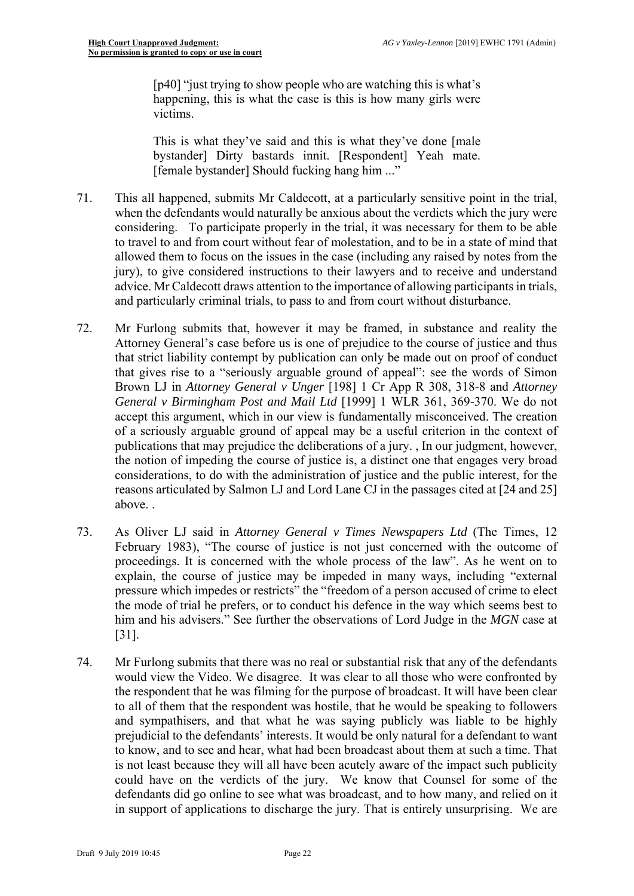> [p40] "just trying to show people who are watching this is what's happening, this is what the case is this is how many girls were victims.
>
> This is what they've said and this is what they've done [male bystander] Dirty bastards innit. [Respondent] Yeah mate. [female bystander] Should fucking hang him ..."

71. This all happened, submits Mr Caldecott, at a particularly sensitive point in the trial, when the defendants would naturally be anxious about the verdicts which the jury were considering. To participate properly in the trial, it was necessary for them to be able to travel to and from court without fear of molestation, and to be in a state of mind that allowed them to focus on the issues in the case (including any raised by notes from the jury), to give considered instructions to their lawyers and to receive and understand advice. Mr Caldecott draws attention to the importance of allowing participants in trials, and particularly criminal trials, to pass to and from court without disturbance.

72. Mr Furlong submits that, however it may be framed, in substance and reality the Attorney General's case before us is one of prejudice to the course of justice and thus that strict liability contempt by publication can only be made out on proof of conduct that gives rise to a "seriously arguable ground of appeal": see the words of Simon Brown LJ in *Attorney General v Unger* [198] 1 Cr App R 308, 318-8 and *Attorney General v Birmingham Post and Mail Ltd* [1999] 1 WLR 361, 369-370. We do not accept this argument, which in our view is fundamentally misconceived. The creation of a seriously arguable ground of appeal may be a useful criterion in the context of publications that may prejudice the deliberations of a jury. , In our judgment, however, the notion of impeding the course of justice is, a distinct one that engages very broad considerations, to do with the administration of justice and the public interest, for the reasons articulated by Salmon LJ and Lord Lane CJ in the passages cited at [24 and 25] above. .

73. As Oliver LJ said in *Attorney General v Times Newspapers Ltd* (The Times, 12 February 1983), "The course of justice is not just concerned with the outcome of proceedings. It is concerned with the whole process of the law". As he went on to explain, the course of justice may be impeded in many ways, including "external pressure which impedes or restricts" the "freedom of a person accused of crime to elect the mode of trial he prefers, or to conduct his defence in the way which seems best to him and his advisers." See further the observations of Lord Judge in the *MGN* case at [31].

74. Mr Furlong submits that there was no real or substantial risk that any of the defendants would view the Video. We disagree. It was clear to all those who were confronted by the respondent that he was filming for the purpose of broadcast. It will have been clear to all of them that the respondent was hostile, that he would be speaking to followers and sympathisers, and that what he was saying publicly was liable to be highly prejudicial to the defendants' interests. It would be only natural for a defendant to want to know, and to see and hear, what had been broadcast about them at such a time. That is not least because they will all have been acutely aware of the impact such publicity could have on the verdicts of the jury. We know that Counsel for some of the defendants did go online to see what was broadcast, and to how many, and relied on it in support of applications to discharge the jury. That is entirely unsurprising. We are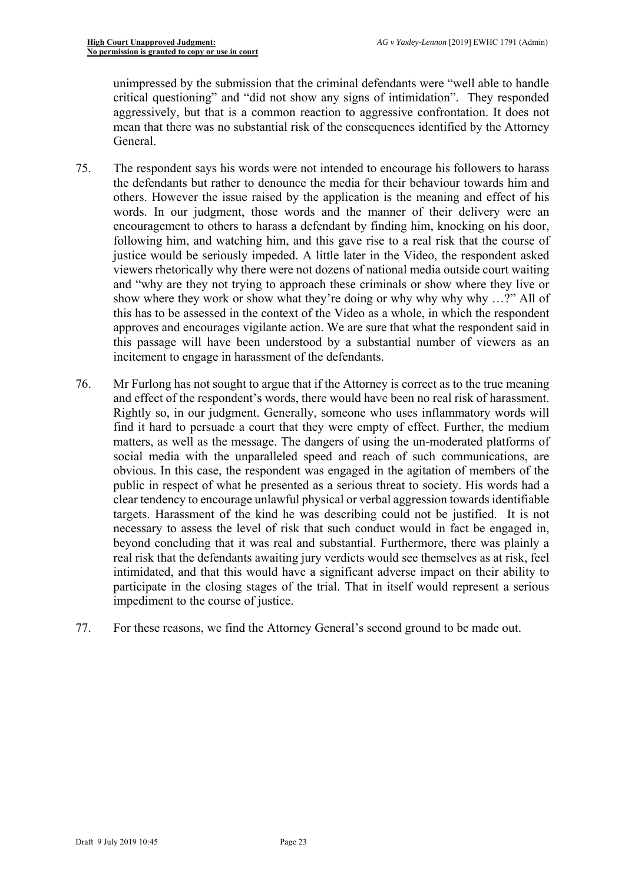unimpressed by the submission that the criminal defendants were "well able to handle critical questioning" and "did not show any signs of intimidation". They responded aggressively, but that is a common reaction to aggressive confrontation. It does not mean that there was no substantial risk of the consequences identified by the Attorney General.

75. The respondent says his words were not intended to encourage his followers to harass the defendants but rather to denounce the media for their behaviour towards him and others. However the issue raised by the application is the meaning and effect of his words. In our judgment, those words and the manner of their delivery were an encouragement to others to harass a defendant by finding him, knocking on his door, following him, and watching him, and this gave rise to a real risk that the course of justice would be seriously impeded. A little later in the Video, the respondent asked viewers rhetorically why there were not dozens of national media outside court waiting and "why are they not trying to approach these criminals or show where they live or show where they work or show what they're doing or why why why why …?" All of this has to be assessed in the context of the Video as a whole, in which the respondent approves and encourages vigilante action. We are sure that what the respondent said in this passage will have been understood by a substantial number of viewers as an incitement to engage in harassment of the defendants.

76. Mr Furlong has not sought to argue that if the Attorney is correct as to the true meaning and effect of the respondent's words, there would have been no real risk of harassment. Rightly so, in our judgment. Generally, someone who uses inflammatory words will find it hard to persuade a court that they were empty of effect. Further, the medium matters, as well as the message. The dangers of using the un-moderated platforms of social media with the unparalleled speed and reach of such communications, are obvious. In this case, the respondent was engaged in the agitation of members of the public in respect of what he presented as a serious threat to society. His words had a clear tendency to encourage unlawful physical or verbal aggression towards identifiable targets. Harassment of the kind he was describing could not be justified. It is not necessary to assess the level of risk that such conduct would in fact be engaged in, beyond concluding that it was real and substantial. Furthermore, there was plainly a real risk that the defendants awaiting jury verdicts would see themselves as at risk, feel intimidated, and that this would have a significant adverse impact on their ability to participate in the closing stages of the trial. That in itself would represent a serious impediment to the course of justice.

77. For these reasons, we find the Attorney General's second ground to be made out.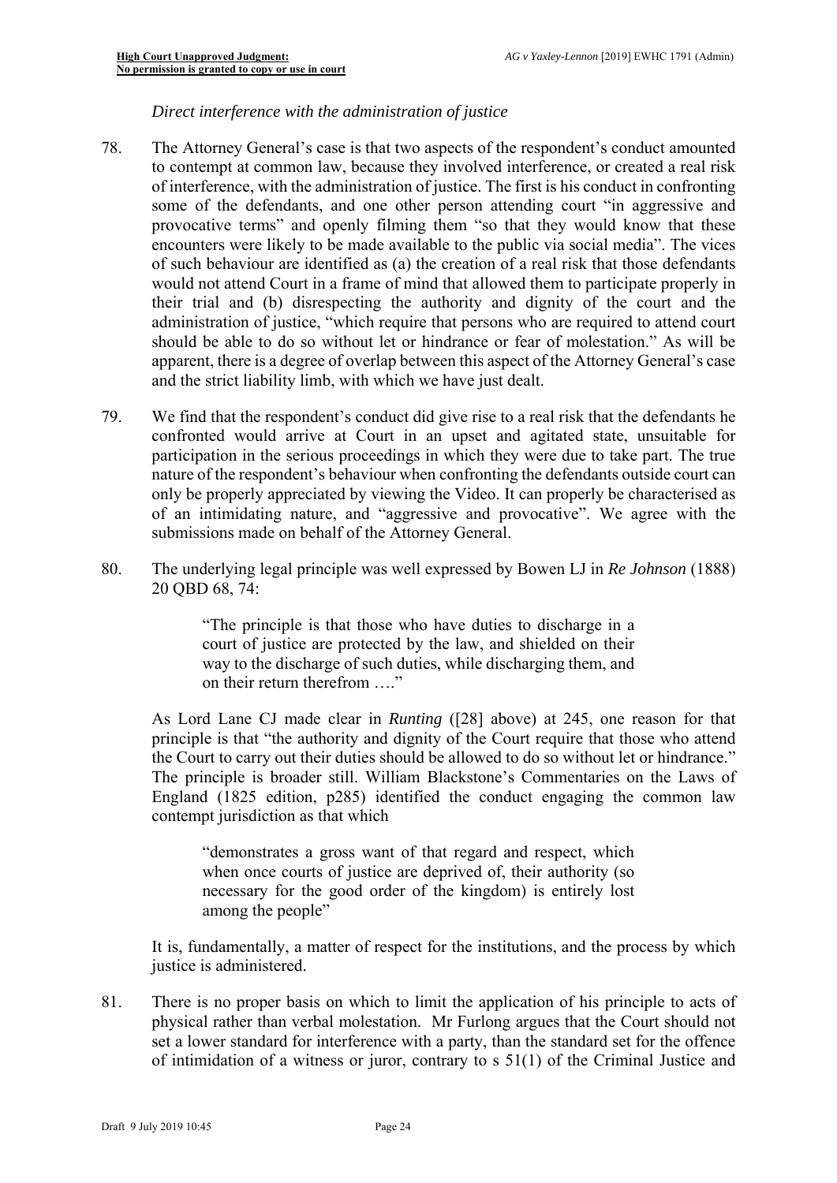*Direct interference with the administration of justice*

78. The Attorney General's case is that two aspects of the respondent's conduct amounted to contempt at common law, because they involved interference, or created a real risk of interference, with the administration of justice. The first is his conduct in confronting some of the defendants, and one other person attending court "in aggressive and provocative terms" and openly filming them "so that they would know that these encounters were likely to be made available to the public via social media". The vices of such behaviour are identified as (a) the creation of a real risk that those defendants would not attend Court in a frame of mind that allowed them to participate properly in their trial and (b) disrespecting the authority and dignity of the court and the administration of justice, "which require that persons who are required to attend court should be able to do so without let or hindrance or fear of molestation." As will be apparent, there is a degree of overlap between this aspect of the Attorney General's case and the strict liability limb, with which we have just dealt.

79. We find that the respondent's conduct did give rise to a real risk that the defendants he confronted would arrive at Court in an upset and agitated state, unsuitable for participation in the serious proceedings in which they were due to take part. The true nature of the respondent's behaviour when confronting the defendants outside court can only be properly appreciated by viewing the Video. It can properly be characterised as of an intimidating nature, and "aggressive and provocative". We agree with the submissions made on behalf of the Attorney General.

80. The underlying legal principle was well expressed by Bowen LJ in *Re Johnson* (1888) 20 QBD 68, 74:

> "The principle is that those who have duties to discharge in a court of justice are protected by the law, and shielded on their way to the discharge of such duties, while discharging them, and on their return therefrom …."

As Lord Lane CJ made clear in *Runting* ([28] above) at 245, one reason for that principle is that "the authority and dignity of the Court require that those who attend the Court to carry out their duties should be allowed to do so without let or hindrance." The principle is broader still. William Blackstone's Commentaries on the Laws of England (1825 edition, p285) identified the conduct engaging the common law contempt jurisdiction as that which

> "demonstrates a gross want of that regard and respect, which when once courts of justice are deprived of, their authority (so necessary for the good order of the kingdom) is entirely lost among the people"

It is, fundamentally, a matter of respect for the institutions, and the process by which justice is administered.

81. There is no proper basis on which to limit the application of his principle to acts of physical rather than verbal molestation. Mr Furlong argues that the Court should not set a lower standard for interference with a party, than the standard set for the offence of intimidation of a witness or juror, contrary to s 51(1) of the Criminal Justice and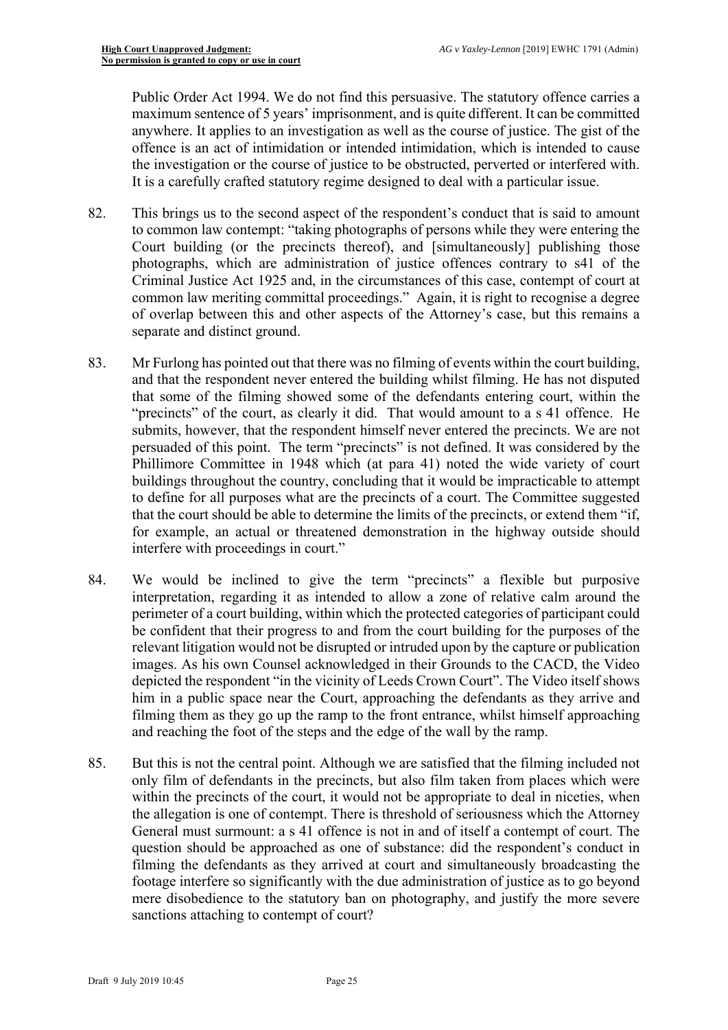Public Order Act 1994. We do not find this persuasive. The statutory offence carries a maximum sentence of 5 years' imprisonment, and is quite different. It can be committed anywhere. It applies to an investigation as well as the course of justice. The gist of the offence is an act of intimidation or intended intimidation, which is intended to cause the investigation or the course of justice to be obstructed, perverted or interfered with. It is a carefully crafted statutory regime designed to deal with a particular issue.

82. This brings us to the second aspect of the respondent's conduct that is said to amount to common law contempt: "taking photographs of persons while they were entering the Court building (or the precincts thereof), and [simultaneously] publishing those photographs, which are administration of justice offences contrary to s41 of the Criminal Justice Act 1925 and, in the circumstances of this case, contempt of court at common law meriting committal proceedings." Again, it is right to recognise a degree of overlap between this and other aspects of the Attorney's case, but this remains a separate and distinct ground.

83. Mr Furlong has pointed out that there was no filming of events within the court building, and that the respondent never entered the building whilst filming. He has not disputed that some of the filming showed some of the defendants entering court, within the "precincts" of the court, as clearly it did. That would amount to a s 41 offence. He submits, however, that the respondent himself never entered the precincts. We are not persuaded of this point. The term "precincts" is not defined. It was considered by the Phillimore Committee in 1948 which (at para 41) noted the wide variety of court buildings throughout the country, concluding that it would be impracticable to attempt to define for all purposes what are the precincts of a court. The Committee suggested that the court should be able to determine the limits of the precincts, or extend them "if, for example, an actual or threatened demonstration in the highway outside should interfere with proceedings in court."

84. We would be inclined to give the term "precincts" a flexible but purposive interpretation, regarding it as intended to allow a zone of relative calm around the perimeter of a court building, within which the protected categories of participant could be confident that their progress to and from the court building for the purposes of the relevant litigation would not be disrupted or intruded upon by the capture or publication images. As his own Counsel acknowledged in their Grounds to the CACD, the Video depicted the respondent "in the vicinity of Leeds Crown Court". The Video itself shows him in a public space near the Court, approaching the defendants as they arrive and filming them as they go up the ramp to the front entrance, whilst himself approaching and reaching the foot of the steps and the edge of the wall by the ramp.

85. But this is not the central point. Although we are satisfied that the filming included not only film of defendants in the precincts, but also film taken from places which were within the precincts of the court, it would not be appropriate to deal in niceties, when the allegation is one of contempt. There is threshold of seriousness which the Attorney General must surmount: a s 41 offence is not in and of itself a contempt of court. The question should be approached as one of substance: did the respondent's conduct in filming the defendants as they arrived at court and simultaneously broadcasting the footage interfere so significantly with the due administration of justice as to go beyond mere disobedience to the statutory ban on photography, and justify the more severe sanctions attaching to contempt of court?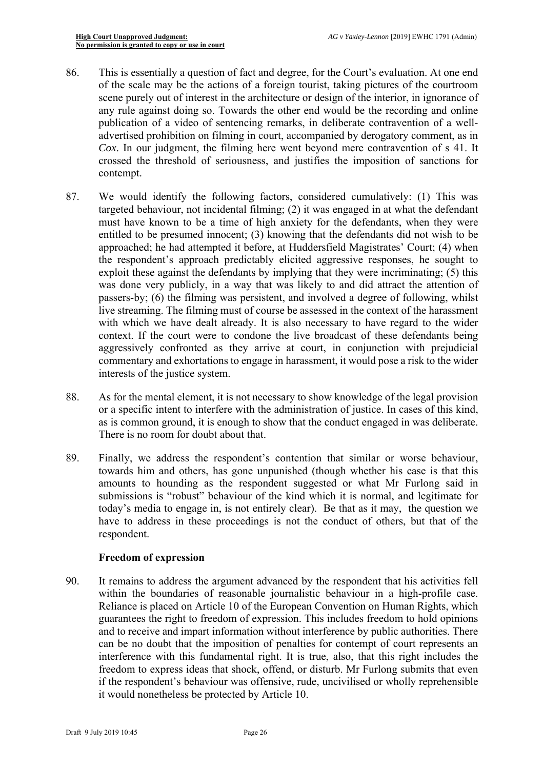86. This is essentially a question of fact and degree, for the Court's evaluation. At one end of the scale may be the actions of a foreign tourist, taking pictures of the courtroom scene purely out of interest in the architecture or design of the interior, in ignorance of any rule against doing so. Towards the other end would be the recording and online publication of a video of sentencing remarks, in deliberate contravention of a well-advertised prohibition on filming in court, accompanied by derogatory comment, as in *Cox*. In our judgment, the filming here went beyond mere contravention of s 41. It crossed the threshold of seriousness, and justifies the imposition of sanctions for contempt.

87. We would identify the following factors, considered cumulatively: (1) This was targeted behaviour, not incidental filming; (2) it was engaged in at what the defendant must have known to be a time of high anxiety for the defendants, when they were entitled to be presumed innocent; (3) knowing that the defendants did not wish to be approached; he had attempted it before, at Huddersfield Magistrates' Court; (4) when the respondent's approach predictably elicited aggressive responses, he sought to exploit these against the defendants by implying that they were incriminating; (5) this was done very publicly, in a way that was likely to and did attract the attention of passers-by; (6) the filming was persistent, and involved a degree of following, whilst live streaming. The filming must of course be assessed in the context of the harassment with which we have dealt already. It is also necessary to have regard to the wider context. If the court were to condone the live broadcast of these defendants being aggressively confronted as they arrive at court, in conjunction with prejudicial commentary and exhortations to engage in harassment, it would pose a risk to the wider interests of the justice system.

88. As for the mental element, it is not necessary to show knowledge of the legal provision or a specific intent to interfere with the administration of justice. In cases of this kind, as is common ground, it is enough to show that the conduct engaged in was deliberate. There is no room for doubt about that.

89. Finally, we address the respondent's contention that similar or worse behaviour, towards him and others, has gone unpunished (though whether his case is that this amounts to hounding as the respondent suggested or what Mr Furlong said in submissions is "robust" behaviour of the kind which it is normal, and legitimate for today's media to engage in, is not entirely clear). Be that as it may, the question we have to address in these proceedings is not the conduct of others, but that of the respondent.

**Freedom of expression**

90. It remains to address the argument advanced by the respondent that his activities fell within the boundaries of reasonable journalistic behaviour in a high-profile case. Reliance is placed on Article 10 of the European Convention on Human Rights, which guarantees the right to freedom of expression. This includes freedom to hold opinions and to receive and impart information without interference by public authorities. There can be no doubt that the imposition of penalties for contempt of court represents an interference with this fundamental right. It is true, also, that this right includes the freedom to express ideas that shock, offend, or disturb. Mr Furlong submits that even if the respondent's behaviour was offensive, rude, uncivilised or wholly reprehensible it would nonetheless be protected by Article 10.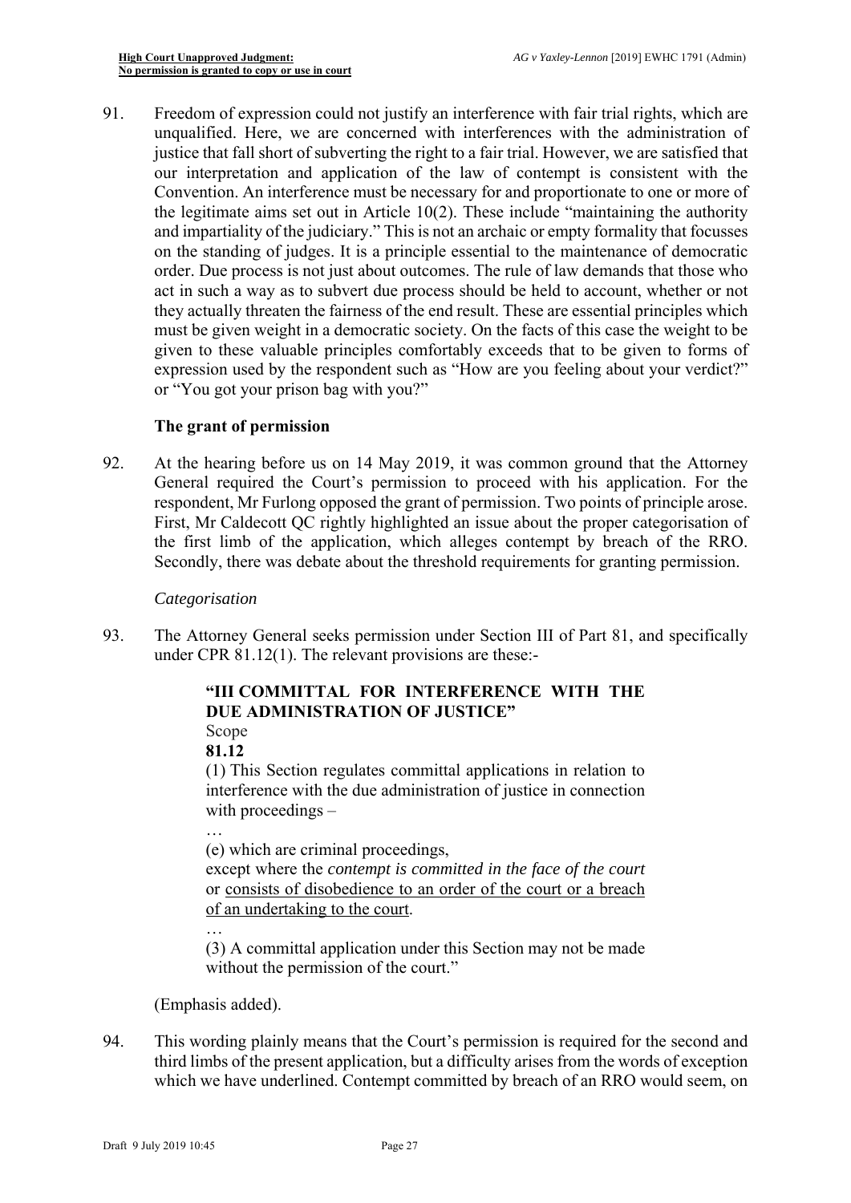91. Freedom of expression could not justify an interference with fair trial rights, which are unqualified. Here, we are concerned with interferences with the administration of justice that fall short of subverting the right to a fair trial. However, we are satisfied that our interpretation and application of the law of contempt is consistent with the Convention. An interference must be necessary for and proportionate to one or more of the legitimate aims set out in Article 10(2). These include "maintaining the authority and impartiality of the judiciary." This is not an archaic or empty formality that focusses on the standing of judges. It is a principle essential to the maintenance of democratic order. Due process is not just about outcomes. The rule of law demands that those who act in such a way as to subvert due process should be held to account, whether or not they actually threaten the fairness of the end result. These are essential principles which must be given weight in a democratic society. On the facts of this case the weight to be given to these valuable principles comfortably exceeds that to be given to forms of expression used by the respondent such as "How are you feeling about your verdict?" or "You got your prison bag with you?"

### The grant of permission

92. At the hearing before us on 14 May 2019, it was common ground that the Attorney General required the Court's permission to proceed with his application. For the respondent, Mr Furlong opposed the grant of permission. Two points of principle arose. First, Mr Caldecott QC rightly highlighted an issue about the proper categorisation of the first limb of the application, which alleges contempt by breach of the RRO. Secondly, there was debate about the threshold requirements for granting permission.

*Categorisation*

93. The Attorney General seeks permission under Section III of Part 81, and specifically under CPR 81.12(1). The relevant provisions are these:-

> **"III COMMITTAL FOR INTERFERENCE WITH THE DUE ADMINISTRATION OF JUSTICE"**
>
> Scope
>
> **81.12**
>
> (1) This Section regulates committal applications in relation to interference with the due administration of justice in connection with proceedings –
>
> …
>
> (e) which are criminal proceedings,
>
> except where the *contempt is committed in the face of the court* or <u>consists of disobedience to an order of the court or a breach of an undertaking to the court</u>.
>
> …
>
> (3) A committal application under this Section may not be made without the permission of the court."

(Emphasis added).

94. This wording plainly means that the Court's permission is required for the second and third limbs of the present application, but a difficulty arises from the words of exception which we have underlined. Contempt committed by breach of an RRO would seem, on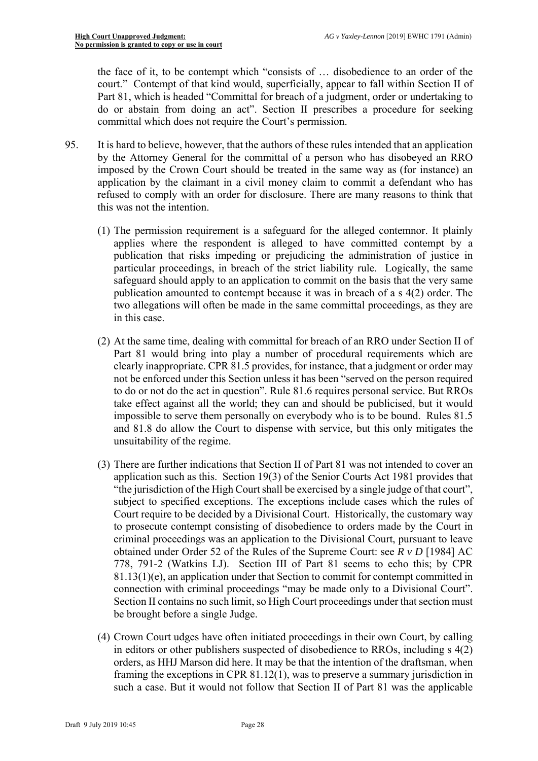the face of it, to be contempt which "consists of … disobedience to an order of the court." Contempt of that kind would, superficially, appear to fall within Section II of Part 81, which is headed "Committal for breach of a judgment, order or undertaking to do or abstain from doing an act". Section II prescribes a procedure for seeking committal which does not require the Court's permission.

95. It is hard to believe, however, that the authors of these rules intended that an application by the Attorney General for the committal of a person who has disobeyed an RRO imposed by the Crown Court should be treated in the same way as (for instance) an application by the claimant in a civil money claim to commit a defendant who has refused to comply with an order for disclosure. There are many reasons to think that this was not the intention.

   (1) The permission requirement is a safeguard for the alleged contemnor. It plainly applies where the respondent is alleged to have committed contempt by a publication that risks impeding or prejudicing the administration of justice in particular proceedings, in breach of the strict liability rule. Logically, the same safeguard should apply to an application to commit on the basis that the very same publication amounted to contempt because it was in breach of a s 4(2) order. The two allegations will often be made in the same committal proceedings, as they are in this case.

   (2) At the same time, dealing with committal for breach of an RRO under Section II of Part 81 would bring into play a number of procedural requirements which are clearly inappropriate. CPR 81.5 provides, for instance, that a judgment or order may not be enforced under this Section unless it has been "served on the person required to do or not do the act in question". Rule 81.6 requires personal service. But RROs take effect against all the world; they can and should be publicised, but it would impossible to serve them personally on everybody who is to be bound. Rules 81.5 and 81.8 do allow the Court to dispense with service, but this only mitigates the unsuitability of the regime.

   (3) There are further indications that Section II of Part 81 was not intended to cover an application such as this. Section 19(3) of the Senior Courts Act 1981 provides that "the jurisdiction of the High Court shall be exercised by a single judge of that court", subject to specified exceptions. The exceptions include cases which the rules of Court require to be decided by a Divisional Court. Historically, the customary way to prosecute contempt consisting of disobedience to orders made by the Court in criminal proceedings was an application to the Divisional Court, pursuant to leave obtained under Order 52 of the Rules of the Supreme Court: see *R v D* [1984] AC 778, 791-2 (Watkins LJ). Section III of Part 81 seems to echo this; by CPR 81.13(1)(e), an application under that Section to commit for contempt committed in connection with criminal proceedings "may be made only to a Divisional Court". Section II contains no such limit, so High Court proceedings under that section must be brought before a single Judge.

   (4) Crown Court udges have often initiated proceedings in their own Court, by calling in editors or other publishers suspected of disobedience to RROs, including s 4(2) orders, as HHJ Marson did here. It may be that the intention of the draftsman, when framing the exceptions in CPR 81.12(1), was to preserve a summary jurisdiction in such a case. But it would not follow that Section II of Part 81 was the applicable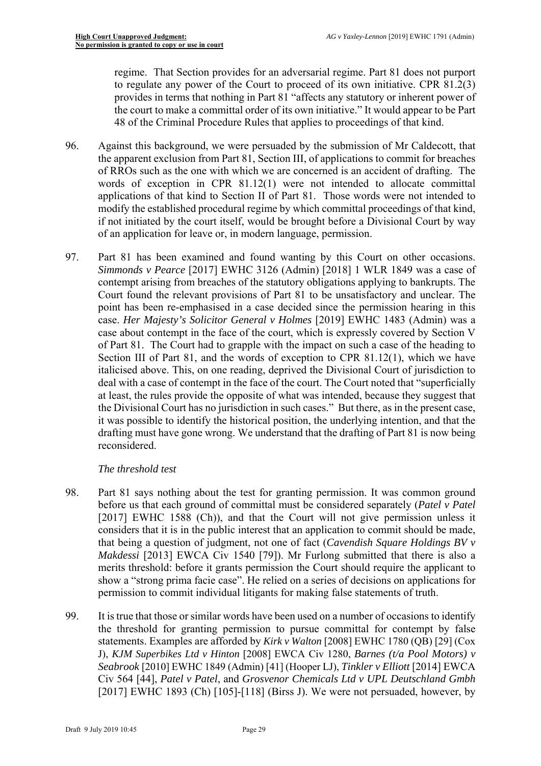regime. That Section provides for an adversarial regime. Part 81 does not purport to regulate any power of the Court to proceed of its own initiative. CPR 81.2(3) provides in terms that nothing in Part 81 "affects any statutory or inherent power of the court to make a committal order of its own initiative." It would appear to be Part 48 of the Criminal Procedure Rules that applies to proceedings of that kind.

96. Against this background, we were persuaded by the submission of Mr Caldecott, that the apparent exclusion from Part 81, Section III, of applications to commit for breaches of RROs such as the one with which we are concerned is an accident of drafting. The words of exception in CPR 81.12(1) were not intended to allocate committal applications of that kind to Section II of Part 81. Those words were not intended to modify the established procedural regime by which committal proceedings of that kind, if not initiated by the court itself, would be brought before a Divisional Court by way of an application for leave or, in modern language, permission.

97. Part 81 has been examined and found wanting by this Court on other occasions. *Simmonds v Pearce* [2017] EWHC 3126 (Admin) [2018] 1 WLR 1849 was a case of contempt arising from breaches of the statutory obligations applying to bankrupts. The Court found the relevant provisions of Part 81 to be unsatisfactory and unclear. The point has been re-emphasised in a case decided since the permission hearing in this case. *Her Majesty's Solicitor General v Holmes* [2019] EWHC 1483 (Admin) was a case about contempt in the face of the court, which is expressly covered by Section V of Part 81. The Court had to grapple with the impact on such a case of the heading to Section III of Part 81, and the words of exception to CPR 81.12(1), which we have italicised above. This, on one reading, deprived the Divisional Court of jurisdiction to deal with a case of contempt in the face of the court. The Court noted that "superficially at least, the rules provide the opposite of what was intended, because they suggest that the Divisional Court has no jurisdiction in such cases." But there, as in the present case, it was possible to identify the historical position, the underlying intention, and that the drafting must have gone wrong. We understand that the drafting of Part 81 is now being reconsidered.

*The threshold test*

98. Part 81 says nothing about the test for granting permission. It was common ground before us that each ground of committal must be considered separately (*Patel v Patel* [2017] EWHC 1588 (Ch)), and that the Court will not give permission unless it considers that it is in the public interest that an application to commit should be made, that being a question of judgment, not one of fact (*Cavendish Square Holdings BV v Makdessi* [2013] EWCA Civ 1540 [79]). Mr Furlong submitted that there is also a merits threshold: before it grants permission the Court should require the applicant to show a "strong prima facie case". He relied on a series of decisions on applications for permission to commit individual litigants for making false statements of truth.

99. It is true that those or similar words have been used on a number of occasions to identify the threshold for granting permission to pursue committal for contempt by false statements. Examples are afforded by *Kirk v Walton* [2008] EWHC 1780 (QB) [29] (Cox J), *KJM Superbikes Ltd v Hinton* [2008] EWCA Civ 1280, *Barnes (t/a Pool Motors) v Seabrook* [2010] EWHC 1849 (Admin) [41] (Hooper LJ), *Tinkler v Elliott* [2014] EWCA Civ 564 [44], *Patel v Patel*, and *Grosvenor Chemicals Ltd v UPL Deutschland Gmbh* [2017] EWHC 1893 (Ch) [105]-[118] (Birss J). We were not persuaded, however, by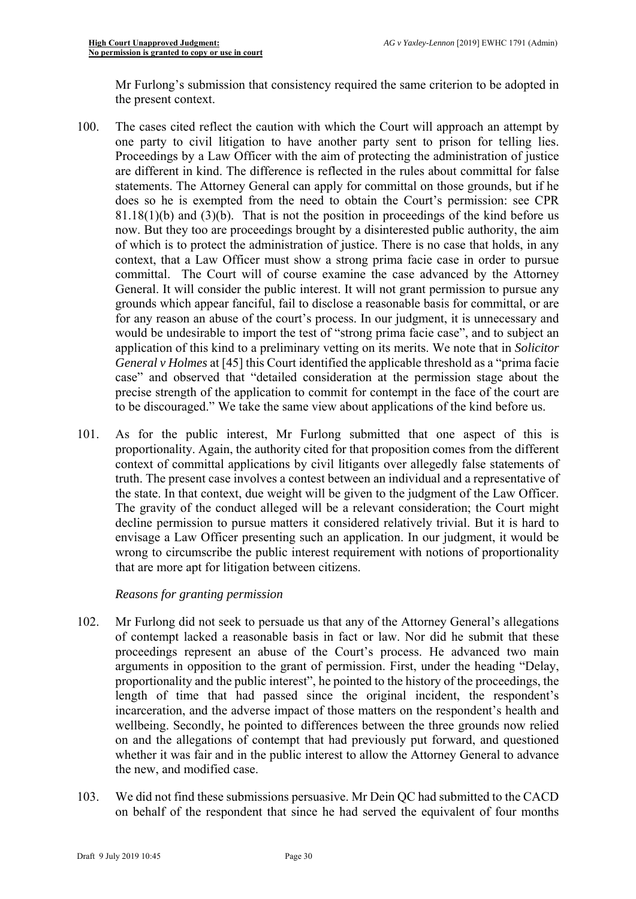Mr Furlong's submission that consistency required the same criterion to be adopted in the present context.

100. The cases cited reflect the caution with which the Court will approach an attempt by one party to civil litigation to have another party sent to prison for telling lies. Proceedings by a Law Officer with the aim of protecting the administration of justice are different in kind. The difference is reflected in the rules about committal for false statements. The Attorney General can apply for committal on those grounds, but if he does so he is exempted from the need to obtain the Court's permission: see CPR 81.18(1)(b) and (3)(b). That is not the position in proceedings of the kind before us now. But they too are proceedings brought by a disinterested public authority, the aim of which is to protect the administration of justice. There is no case that holds, in any context, that a Law Officer must show a strong prima facie case in order to pursue committal. The Court will of course examine the case advanced by the Attorney General. It will consider the public interest. It will not grant permission to pursue any grounds which appear fanciful, fail to disclose a reasonable basis for committal, or are for any reason an abuse of the court's process. In our judgment, it is unnecessary and would be undesirable to import the test of "strong prima facie case", and to subject an application of this kind to a preliminary vetting on its merits. We note that in *Solicitor General v Holmes* at [45] this Court identified the applicable threshold as a "prima facie case" and observed that "detailed consideration at the permission stage about the precise strength of the application to commit for contempt in the face of the court are to be discouraged." We take the same view about applications of the kind before us.

101. As for the public interest, Mr Furlong submitted that one aspect of this is proportionality. Again, the authority cited for that proposition comes from the different context of committal applications by civil litigants over allegedly false statements of truth. The present case involves a contest between an individual and a representative of the state. In that context, due weight will be given to the judgment of the Law Officer. The gravity of the conduct alleged will be a relevant consideration; the Court might decline permission to pursue matters it considered relatively trivial. But it is hard to envisage a Law Officer presenting such an application. In our judgment, it would be wrong to circumscribe the public interest requirement with notions of proportionality that are more apt for litigation between citizens.

*Reasons for granting permission*

102. Mr Furlong did not seek to persuade us that any of the Attorney General's allegations of contempt lacked a reasonable basis in fact or law. Nor did he submit that these proceedings represent an abuse of the Court's process. He advanced two main arguments in opposition to the grant of permission. First, under the heading "Delay, proportionality and the public interest", he pointed to the history of the proceedings, the length of time that had passed since the original incident, the respondent's incarceration, and the adverse impact of those matters on the respondent's health and wellbeing. Secondly, he pointed to differences between the three grounds now relied on and the allegations of contempt that had previously put forward, and questioned whether it was fair and in the public interest to allow the Attorney General to advance the new, and modified case.

103. We did not find these submissions persuasive. Mr Dein QC had submitted to the CACD on behalf of the respondent that since he had served the equivalent of four months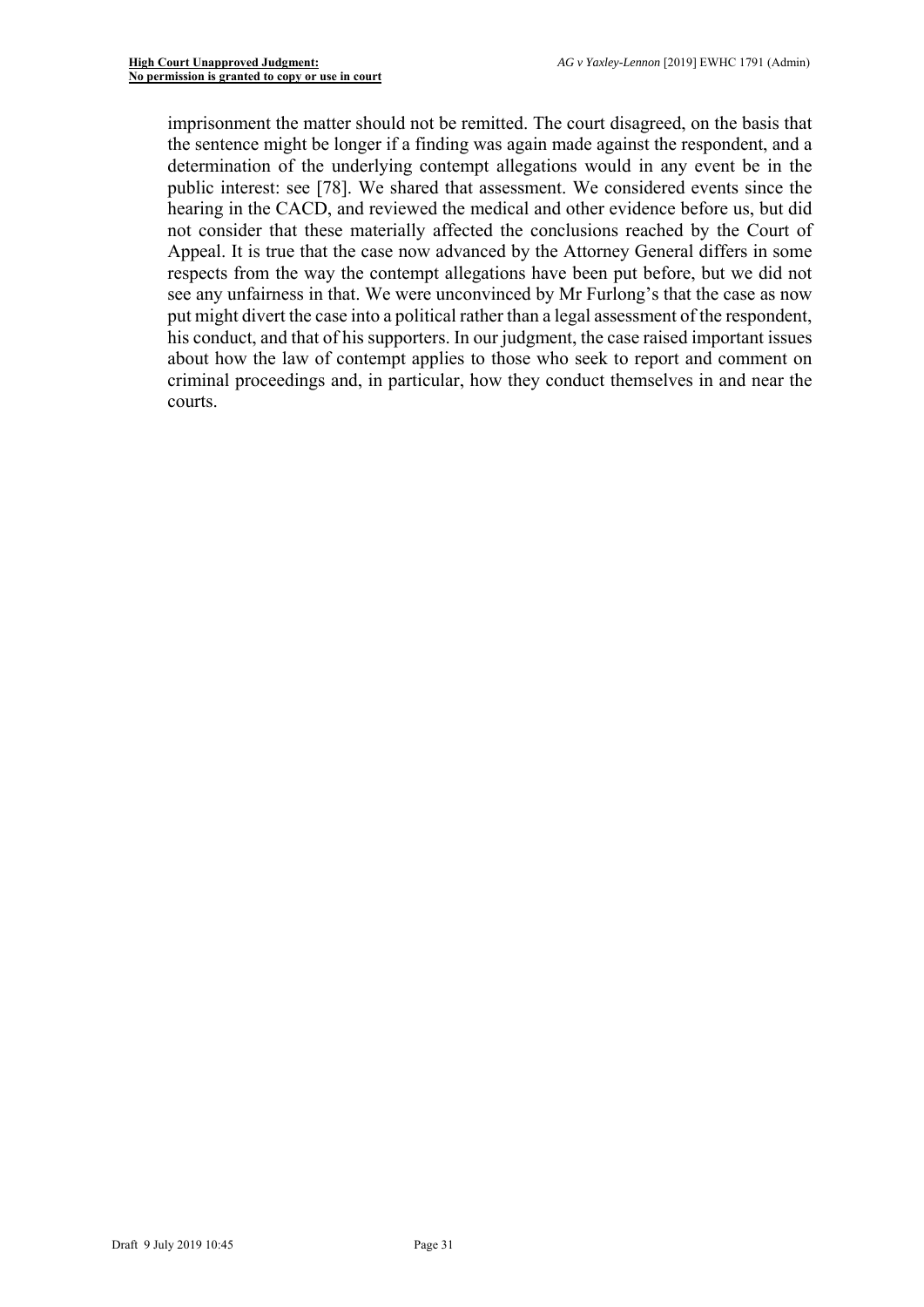imprisonment the matter should not be remitted. The court disagreed, on the basis that the sentence might be longer if a finding was again made against the respondent, and a determination of the underlying contempt allegations would in any event be in the public interest: see [78]. We shared that assessment. We considered events since the hearing in the CACD, and reviewed the medical and other evidence before us, but did not consider that these materially affected the conclusions reached by the Court of Appeal. It is true that the case now advanced by the Attorney General differs in some respects from the way the contempt allegations have been put before, but we did not see any unfairness in that. We were unconvinced by Mr Furlong's that the case as now put might divert the case into a political rather than a legal assessment of the respondent, his conduct, and that of his supporters. In our judgment, the case raised important issues about how the law of contempt applies to those who seek to report and comment on criminal proceedings and, in particular, how they conduct themselves in and near the courts.